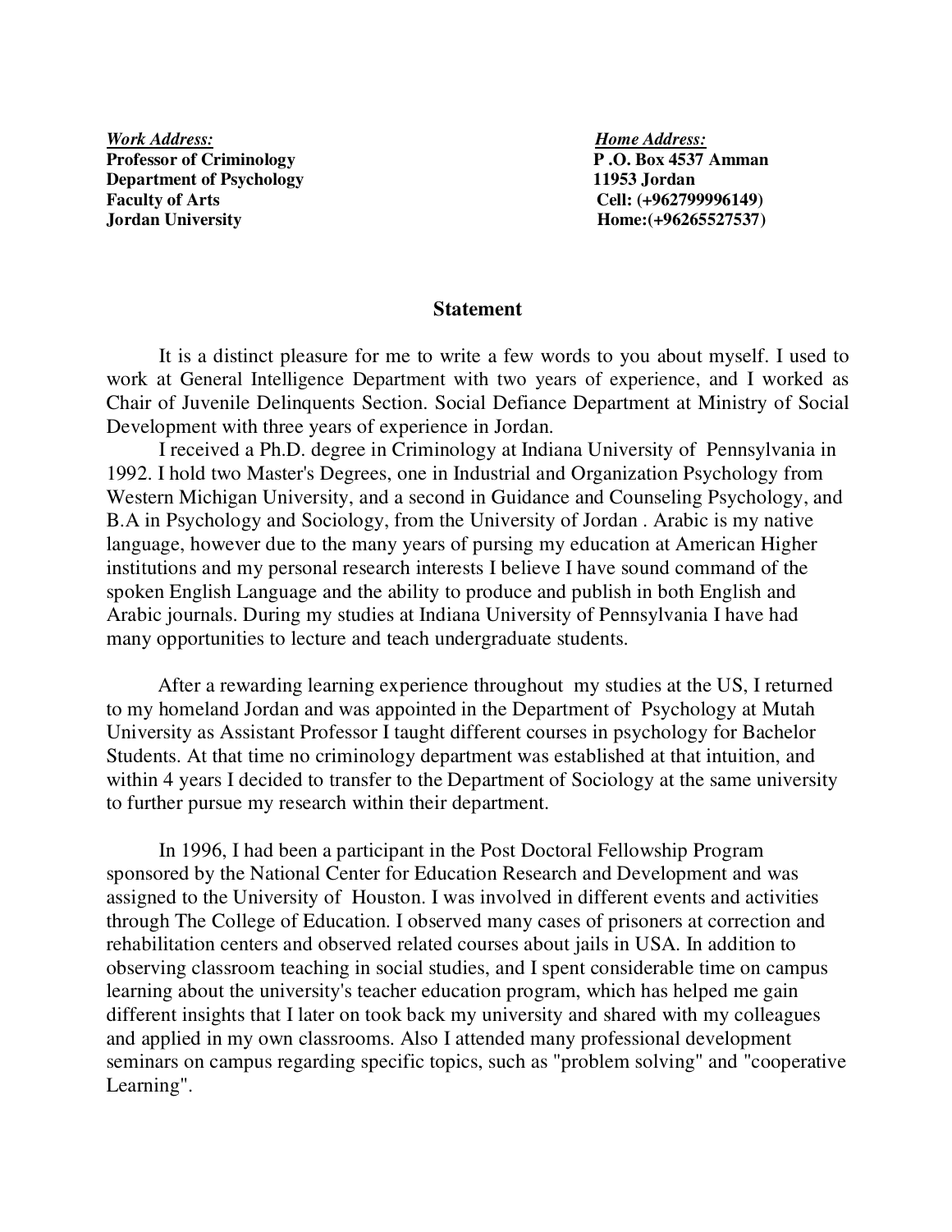*Work Address:*
**Professor of Criminology**
**Department of Psychology**
**Faculty of Arts**
**Jordan University**

*Home Address:*
**P .O. Box 4537 Amman**
**11953 Jordan**
**Cell: (+962799996149)**
**Home:(+96265527537)**

## Statement

It is a distinct pleasure for me to write a few words to you about myself. I used to work at General Intelligence Department with two years of experience, and I worked as Chair of Juvenile Delinquents Section. Social Defiance Department at Ministry of Social Development with three years of experience in Jordan.

I received a Ph.D. degree in Criminology at Indiana University of Pennsylvania in 1992. I hold two Master's Degrees, one in Industrial and Organization Psychology from Western Michigan University, and a second in Guidance and Counseling Psychology, and B.A in Psychology and Sociology, from the University of Jordan . Arabic is my native language, however due to the many years of pursing my education at American Higher institutions and my personal research interests I believe I have sound command of the spoken English Language and the ability to produce and publish in both English and Arabic journals. During my studies at Indiana University of Pennsylvania I have had many opportunities to lecture and teach undergraduate students.

After a rewarding learning experience throughout my studies at the US, I returned to my homeland Jordan and was appointed in the Department of Psychology at Mutah University as Assistant Professor I taught different courses in psychology for Bachelor Students. At that time no criminology department was established at that intuition, and within 4 years I decided to transfer to the Department of Sociology at the same university to further pursue my research within their department.

In 1996, I had been a participant in the Post Doctoral Fellowship Program sponsored by the National Center for Education Research and Development and was assigned to the University of Houston. I was involved in different events and activities through The College of Education. I observed many cases of prisoners at correction and rehabilitation centers and observed related courses about jails in USA. In addition to observing classroom teaching in social studies, and I spent considerable time on campus learning about the university's teacher education program, which has helped me gain different insights that I later on took back my university and shared with my colleagues and applied in my own classrooms. Also I attended many professional development seminars on campus regarding specific topics, such as "problem solving" and "cooperative Learning".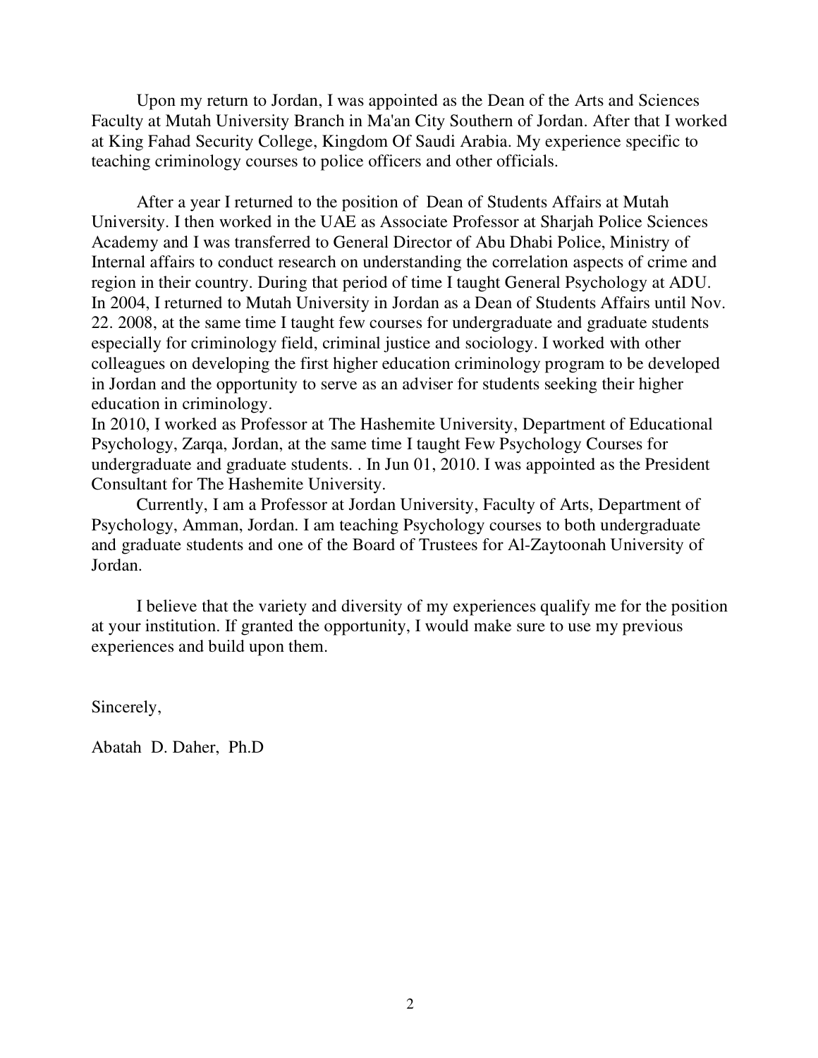Upon my return to Jordan, I was appointed as the Dean of the Arts and Sciences Faculty at Mutah University Branch in Ma'an City Southern of Jordan. After that I worked at King Fahad Security College, Kingdom Of Saudi Arabia. My experience specific to teaching criminology courses to police officers and other officials.

After a year I returned to the position of Dean of Students Affairs at Mutah University. I then worked in the UAE as Associate Professor at Sharjah Police Sciences Academy and I was transferred to General Director of Abu Dhabi Police, Ministry of Internal affairs to conduct research on understanding the correlation aspects of crime and region in their country. During that period of time I taught General Psychology at ADU. In 2004, I returned to Mutah University in Jordan as a Dean of Students Affairs until Nov. 22. 2008, at the same time I taught few courses for undergraduate and graduate students especially for criminology field, criminal justice and sociology. I worked with other colleagues on developing the first higher education criminology program to be developed in Jordan and the opportunity to serve as an adviser for students seeking their higher education in criminology.

In 2010, I worked as Professor at The Hashemite University, Department of Educational Psychology, Zarqa, Jordan, at the same time I taught Few Psychology Courses for undergraduate and graduate students. . In Jun 01, 2010. I was appointed as the President Consultant for The Hashemite University.

Currently, I am a Professor at Jordan University, Faculty of Arts, Department of Psychology, Amman, Jordan. I am teaching Psychology courses to both undergraduate and graduate students and one of the Board of Trustees for Al-Zaytoonah University of Jordan.

I believe that the variety and diversity of my experiences qualify me for the position at your institution. If granted the opportunity, I would make sure to use my previous experiences and build upon them.

Sincerely,

Abatah D. Daher, Ph.D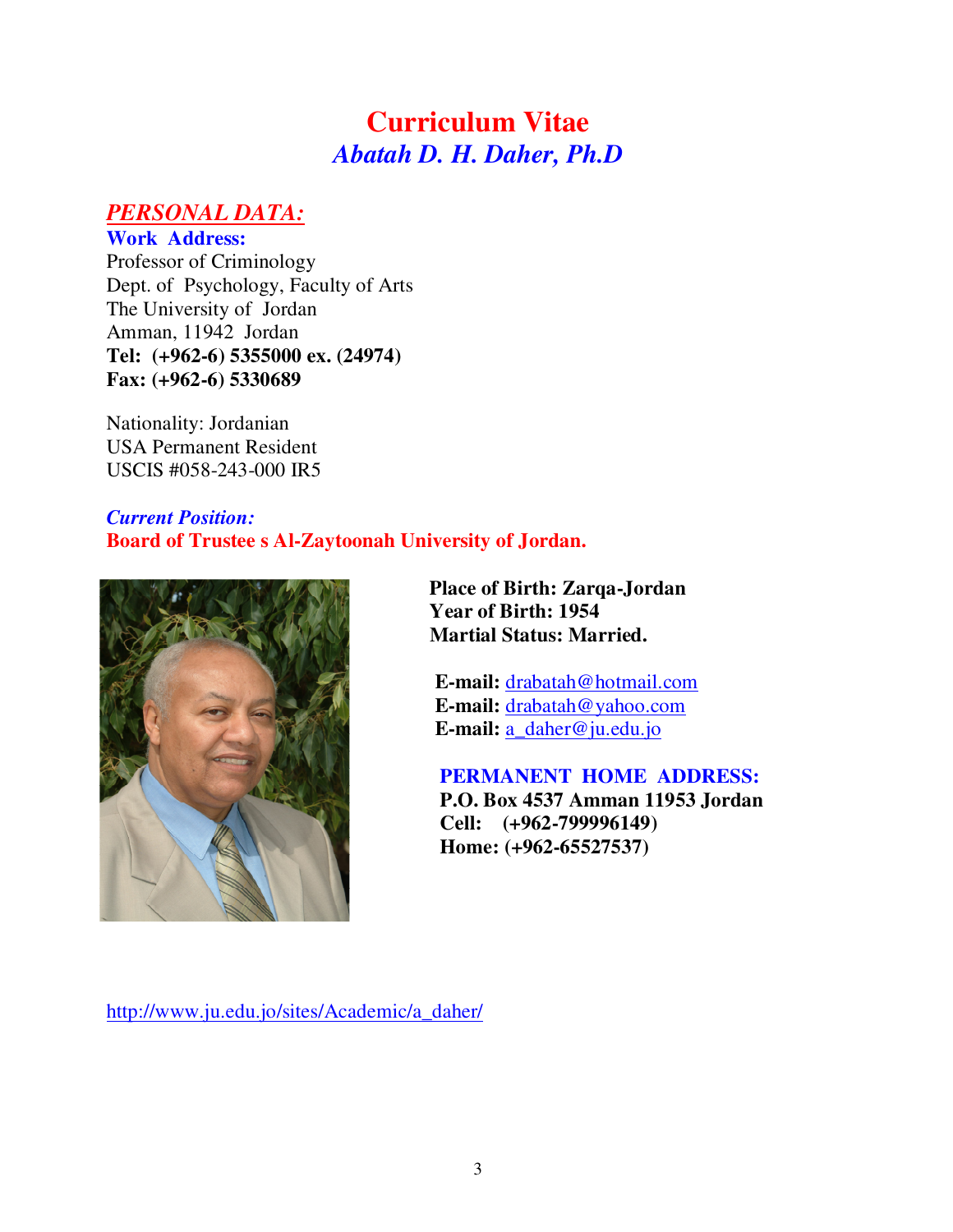# Curriculum Vitae

## *Abatah D. H. Daher, Ph.D*

### ***PERSONAL DATA:***

**Work Address:**

Professor of Criminology
Dept. of Psychology, Faculty of Arts
The University of Jordan
Amman, 11942 Jordan
**Tel: (+962-6) 5355000 ex. (24974)**
**Fax: (+962-6) 5330689**

Nationality: Jordanian
USA Permanent Resident
USCIS #058-243-000 IR5

***Current Position:***
**Board of Trustee s Al-Zaytoonah University of Jordan.**

**Place of Birth: Zarqa-Jordan**
**Year of Birth: 1954**
**Martial Status: Married.**

**E-mail:** drabatah@hotmail.com
**E-mail:** drabatah@yahoo.com
**E-mail:** a_daher@ju.edu.jo

**PERMANENT HOME ADDRESS:**
**P.O. Box 4537 Amman 11953 Jordan**
**Cell: (+962-799996149)**
**Home: (+962-65527537)**

http://www.ju.edu.jo/sites/Academic/a_daher/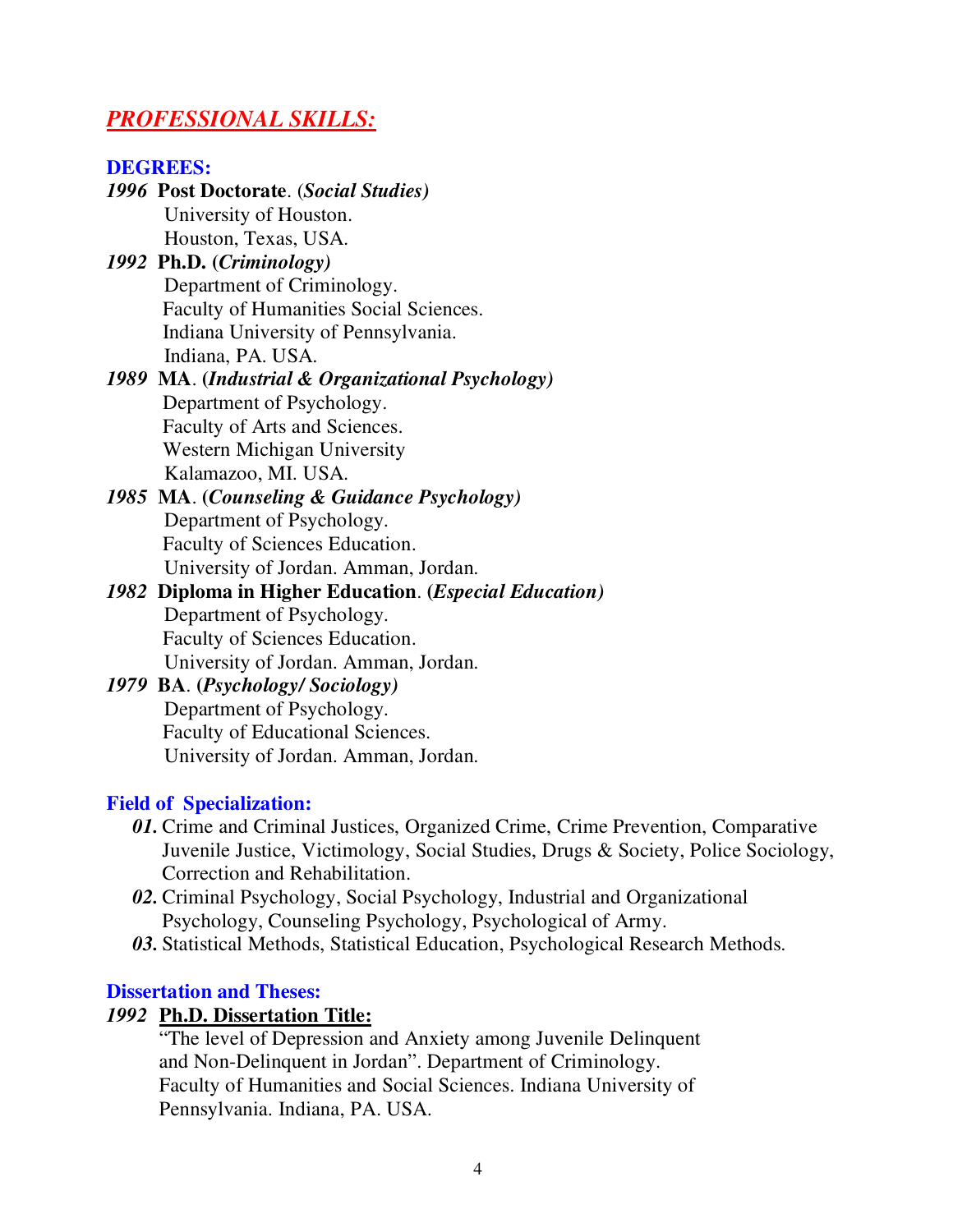## ***PROFESSIONAL SKILLS:***

### DEGREES:

***1996*** **Post Doctorate**. (***Social Studies)***
University of Houston.
Houston, Texas, USA.

***1992*** **Ph.D. (*Criminology)***
Department of Criminology.
Faculty of Humanities Social Sciences.
Indiana University of Pennsylvania.
Indiana, PA. USA.

***1989*** **MA**. **(*Industrial & Organizational Psychology)***
Department of Psychology.
Faculty of Arts and Sciences.
Western Michigan University
Kalamazoo, MI. USA.

***1985*** **MA**. **(*Counseling & Guidance Psychology)***
Department of Psychology.
Faculty of Sciences Education.
University of Jordan. Amman, Jordan.

***1982*** **Diploma in Higher Education**. **(*Especial Education)***
Department of Psychology.
Faculty of Sciences Education.
University of Jordan. Amman, Jordan.

***1979*** **BA**. **(*Psychology/ Sociology)***
Department of Psychology.
Faculty of Educational Sciences.
University of Jordan. Amman, Jordan.

### Field of Specialization:

***01.*** Crime and Criminal Justices, Organized Crime, Crime Prevention, Comparative Juvenile Justice, Victimology, Social Studies, Drugs & Society, Police Sociology, Correction and Rehabilitation.

***02.*** Criminal Psychology, Social Psychology, Industrial and Organizational Psychology, Counseling Psychology, Psychological of Army.

***03.*** Statistical Methods, Statistical Education, Psychological Research Methods.

### Dissertation and Theses:

***1992*** **Ph.D. Dissertation Title:**
"The level of Depression and Anxiety among Juvenile Delinquent and Non-Delinquent in Jordan". Department of Criminology. Faculty of Humanities and Social Sciences. Indiana University of Pennsylvania. Indiana, PA. USA.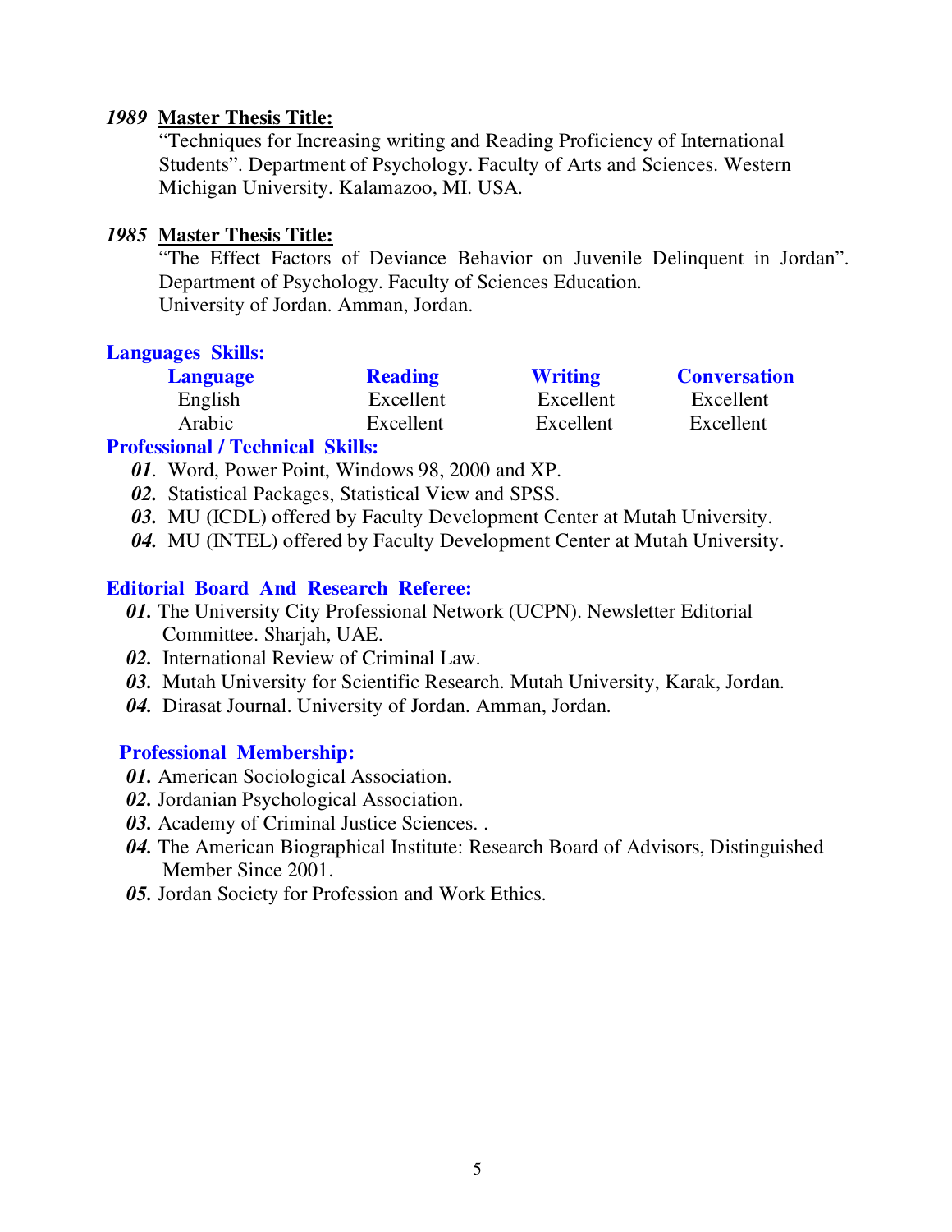***1989*** **Master Thesis Title:**

"Techniques for Increasing writing and Reading Proficiency of International Students". Department of Psychology. Faculty of Arts and Sciences. Western Michigan University. Kalamazoo, MI. USA.

***1985*** **Master Thesis Title:**

"The Effect Factors of Deviance Behavior on Juvenile Delinquent in Jordan". Department of Psychology. Faculty of Sciences Education. University of Jordan. Amman, Jordan.

## Languages Skills:

| Language | Reading | Writing | Conversation |
|---|---|---|---|
| English | Excellent | Excellent | Excellent |
| Arabic | Excellent | Excellent | Excellent |

## Professional / Technical Skills:

***01***. Word, Power Point, Windows 98, 2000 and XP.

***02.*** Statistical Packages, Statistical View and SPSS.

***03.*** MU (ICDL) offered by Faculty Development Center at Mutah University.

***04.*** MU (INTEL) offered by Faculty Development Center at Mutah University.

## Editorial Board And Research Referee:

***01.*** The University City Professional Network (UCPN). Newsletter Editorial Committee. Sharjah, UAE.

***02.*** International Review of Criminal Law.

***03.*** Mutah University for Scientific Research. Mutah University, Karak, Jordan.

***04.*** Dirasat Journal. University of Jordan. Amman, Jordan.

## Professional Membership:

***01.*** American Sociological Association.

***02.*** Jordanian Psychological Association.

***03.*** Academy of Criminal Justice Sciences. .

***04.*** The American Biographical Institute: Research Board of Advisors, Distinguished Member Since 2001.

***05.*** Jordan Society for Profession and Work Ethics.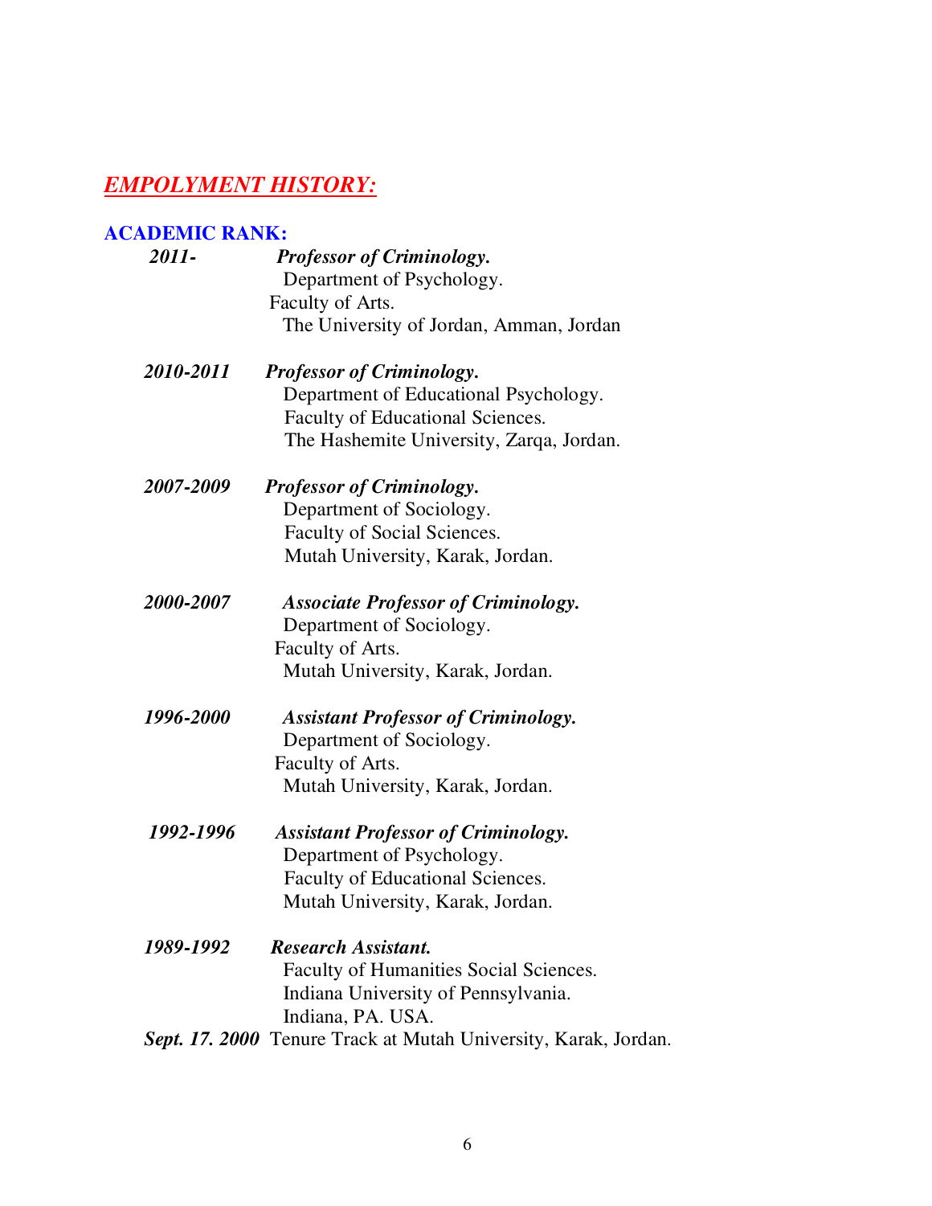## *EMPOLYMENT HISTORY:*

### ACADEMIC RANK:

**2011-** ***Professor of Criminology.***
Department of Psychology.
Faculty of Arts.
The University of Jordan, Amman, Jordan

**2010-2011** ***Professor of Criminology.***
Department of Educational Psychology.
Faculty of Educational Sciences.
The Hashemite University, Zarqa, Jordan.

**2007-2009** ***Professor of Criminology.***
Department of Sociology.
Faculty of Social Sciences.
Mutah University, Karak, Jordan.

**2000-2007** ***Associate Professor of Criminology.***
Department of Sociology.
Faculty of Arts.
Mutah University, Karak, Jordan.

**1996-2000** ***Assistant Professor of Criminology.***
Department of Sociology.
Faculty of Arts.
Mutah University, Karak, Jordan.

**1992-1996** ***Assistant Professor of Criminology.***
Department of Psychology.
Faculty of Educational Sciences.
Mutah University, Karak, Jordan.

**1989-1992** ***Research Assistant.***
Faculty of Humanities Social Sciences.
Indiana University of Pennsylvania.
Indiana, PA. USA.

***Sept. 17. 2000*** Tenure Track at Mutah University, Karak, Jordan.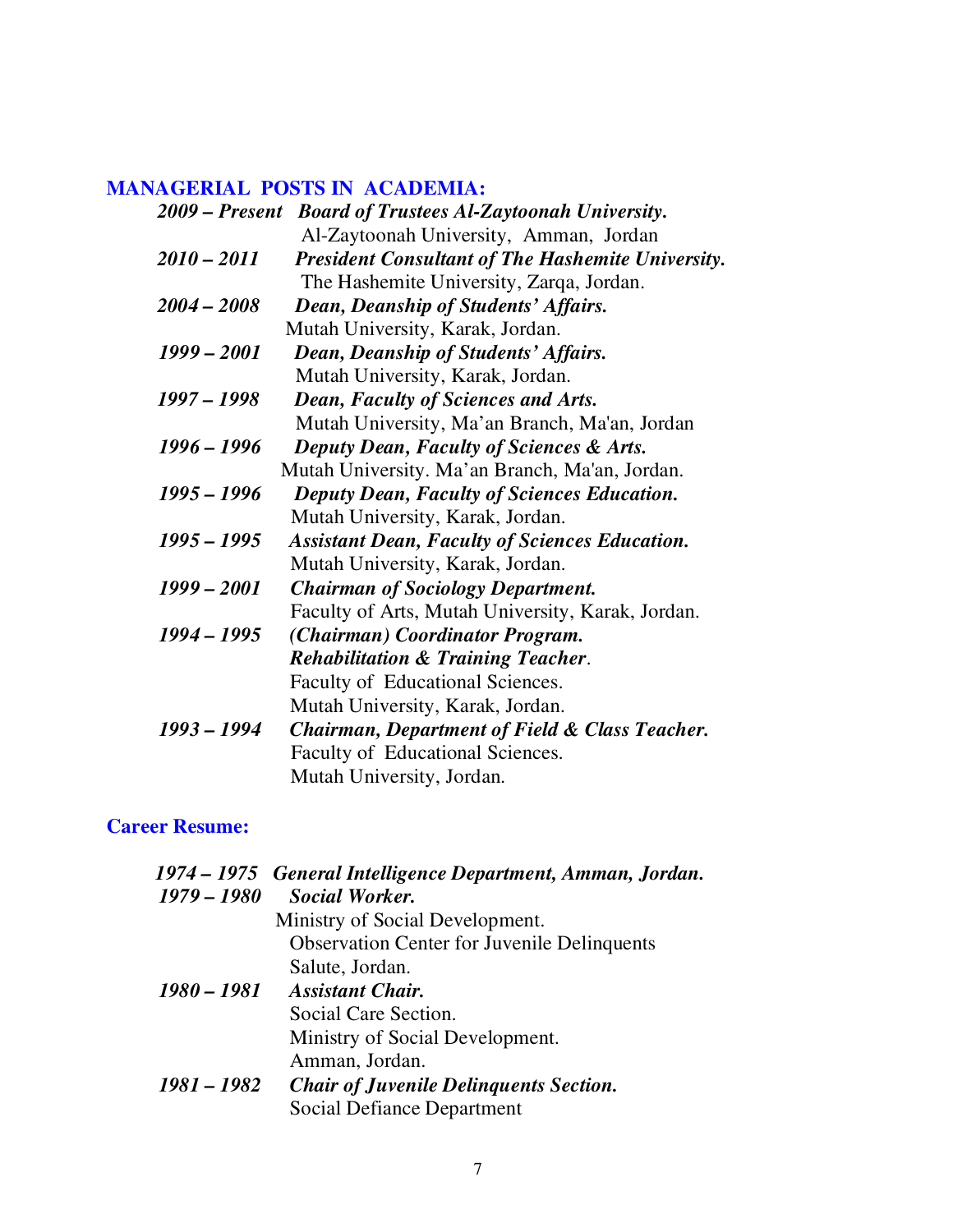## MANAGERIAL POSTS IN ACADEMIA:

***2009 – Present*** ***Board of Trustees Al-Zaytoonah University.***
Al-Zaytoonah University, Amman, Jordan

***2010 – 2011*** ***President Consultant of The Hashemite University.***
The Hashemite University, Zarqa, Jordan.

***2004 – 2008*** ***Dean, Deanship of Students' Affairs.***
Mutah University, Karak, Jordan.

***1999 – 2001*** ***Dean, Deanship of Students' Affairs.***
Mutah University, Karak, Jordan.

***1997 – 1998*** ***Dean, Faculty of Sciences and Arts.***
Mutah University, Ma'an Branch, Ma'an, Jordan

***1996 – 1996*** ***Deputy Dean, Faculty of Sciences & Arts.***
Mutah University. Ma'an Branch, Ma'an, Jordan.

***1995 – 1996*** ***Deputy Dean, Faculty of Sciences Education.***
Mutah University, Karak, Jordan.

***1995 – 1995*** ***Assistant Dean, Faculty of Sciences Education.***
Mutah University, Karak, Jordan.

***1999 – 2001*** ***Chairman of Sociology Department.***
Faculty of Arts, Mutah University, Karak, Jordan.

***1994 – 1995*** ***(Chairman) Coordinator Program.***
***Rehabilitation & Training Teacher.***
Faculty of Educational Sciences.
Mutah University, Karak, Jordan.

***1993 – 1994*** ***Chairman, Department of Field & Class Teacher.***
Faculty of Educational Sciences.
Mutah University, Jordan.

## Career Resume:

***1974 – 1975*** ***General Intelligence Department, Amman, Jordan.***

***1979 – 1980*** ***Social Worker.***
Ministry of Social Development.
Observation Center for Juvenile Delinquents
Salute, Jordan.

***1980 – 1981*** ***Assistant Chair.***
Social Care Section.
Ministry of Social Development.
Amman, Jordan.

***1981 – 1982*** ***Chair of Juvenile Delinquents Section.***
Social Defiance Department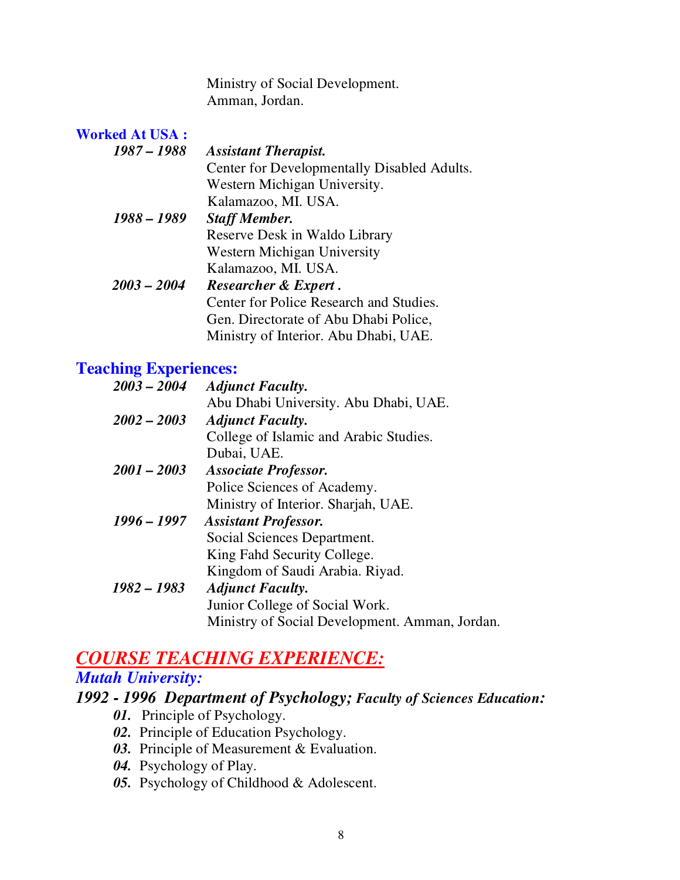Ministry of Social Development.
Amman, Jordan.

**Worked At USA :**

***1987 – 1988*** ***Assistant Therapist.***
Center for Developmentally Disabled Adults.
Western Michigan University.
Kalamazoo, MI. USA.

***1988 – 1989*** ***Staff Member.***
Reserve Desk in Waldo Library
Western Michigan University
Kalamazoo, MI. USA.

***2003 – 2004*** ***Researcher & Expert .***
Center for Police Research and Studies.
Gen. Directorate of Abu Dhabi Police,
Ministry of Interior. Abu Dhabi, UAE.

## Teaching Experiences:

***2003 – 2004*** ***Adjunct Faculty.***
Abu Dhabi University. Abu Dhabi, UAE.

***2002 – 2003*** ***Adjunct Faculty.***
College of Islamic and Arabic Studies.
Dubai, UAE.

***2001 – 2003*** ***Associate Professor.***
Police Sciences of Academy.
Ministry of Interior. Sharjah, UAE.

***1996 – 1997*** ***Assistant Professor.***
Social Sciences Department.
King Fahd Security College.
Kingdom of Saudi Arabia. Riyad.

***1982 – 1983*** ***Adjunct Faculty.***
Junior College of Social Work.
Ministry of Social Development. Amman, Jordan.

## *COURSE TEACHING EXPERIENCE:*

### *Mutah University:*

***1992 - 1996 Department of Psychology; Faculty of Sciences Education:***

***01.*** Principle of Psychology.
***02.*** Principle of Education Psychology.
***03.*** Principle of Measurement & Evaluation.
***04.*** Psychology of Play.
***05.*** Psychology of Childhood & Adolescent.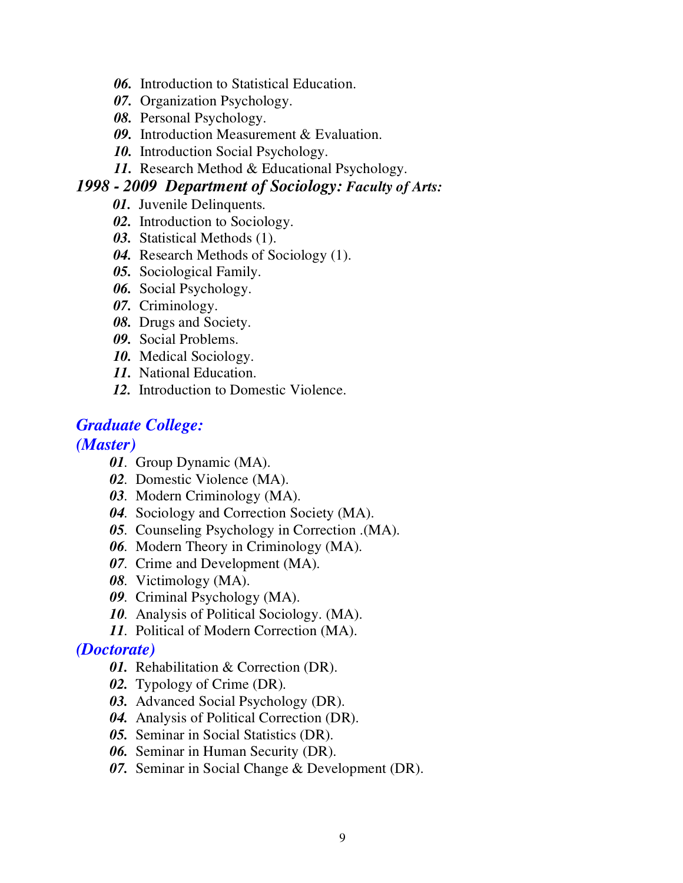***06.*** Introduction to Statistical Education.
***07.*** Organization Psychology.
***08.*** Personal Psychology.
***09.*** Introduction Measurement & Evaluation.
***10.*** Introduction Social Psychology.
***11.*** Research Method & Educational Psychology.

***1998 - 2009 Department of Sociology: Faculty of Arts:***

***01.*** Juvenile Delinquents.
***02.*** Introduction to Sociology.
***03.*** Statistical Methods (1).
***04.*** Research Methods of Sociology (1).
***05.*** Sociological Family.
***06.*** Social Psychology.
***07.*** Criminology.
***08.*** Drugs and Society.
***09.*** Social Problems.
***10.*** Medical Sociology.
***11.*** National Education.
***12.*** Introduction to Domestic Violence.

***Graduate College:***

***(Master)***

***01***. Group Dynamic (MA).
***02***. Domestic Violence (MA).
***03***. Modern Criminology (MA).
***04***. Sociology and Correction Society (MA).
***05***. Counseling Psychology in Correction .(MA).
***06***. Modern Theory in Criminology (MA).
***07***. Crime and Development (MA).
***08***. Victimology (MA).
***09***. Criminal Psychology (MA).
***10***. Analysis of Political Sociology. (MA).
***11***. Political of Modern Correction (MA).

***(Doctorate)***

***01.*** Rehabilitation & Correction (DR).
***02.*** Typology of Crime (DR).
***03.*** Advanced Social Psychology (DR).
***04.*** Analysis of Political Correction (DR).
***05.*** Seminar in Social Statistics (DR).
***06.*** Seminar in Human Security (DR).
***07.*** Seminar in Social Change & Development (DR).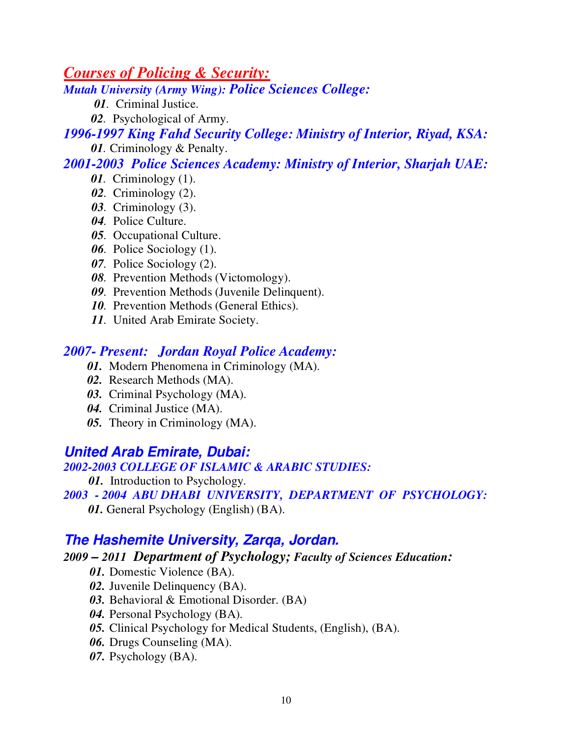## *Courses of Policing & Security:*

***Mutah University (Army Wing): Police Sciences College:***

***01***. Criminal Justice.
***02***. Psychological of Army.

***1996-1997 King Fahd Security College: Ministry of Interior, Riyad, KSA:***

***01***. Criminology & Penalty.

***2001-2003 Police Sciences Academy: Ministry of Interior, Sharjah UAE:***

***01***. Criminology (1).
***02***. Criminology (2).
***03***. Criminology (3).
***04***. Police Culture.
***05***. Occupational Culture.
***06***. Police Sociology (1).
***07***. Police Sociology (2).
***08***. Prevention Methods (Victomology).
***09***. Prevention Methods (Juvenile Delinquent).
***10***. Prevention Methods (General Ethics).
***11***. United Arab Emirate Society.

***2007- Present: Jordan Royal Police Academy:***

***01.*** Modern Phenomena in Criminology (MA).
***02.*** Research Methods (MA).
***03.*** Criminal Psychology (MA).
***04.*** Criminal Justice (MA).
***05.*** Theory in Criminology (MA).

### *United Arab Emirate, Dubai:*

***2002-2003 COLLEGE OF ISLAMIC & ARABIC STUDIES:***

***01.*** Introduction to Psychology.

***2003 - 2004 ABU DHABI UNIVERSITY, DEPARTMENT OF PSYCHOLOGY:***

***01.*** General Psychology (English) (BA).

### *The Hashemite University, Zarqa, Jordan.*

***2009 – 2011 Department of Psychology; Faculty of Sciences Education:***

***01.*** Domestic Violence (BA).
***02.*** Juvenile Delinquency (BA).
***03.*** Behavioral & Emotional Disorder. (BA)
***04.*** Personal Psychology (BA).
***05.*** Clinical Psychology for Medical Students, (English), (BA).
***06.*** Drugs Counseling (MA).
***07.*** Psychology (BA).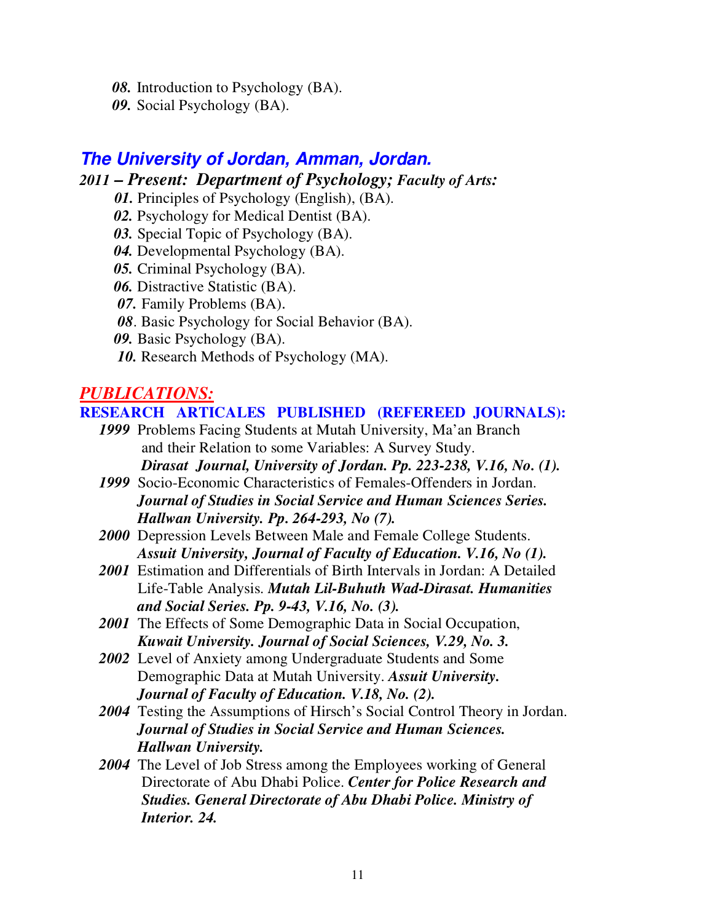*08.* Introduction to Psychology (BA).
*09.* Social Psychology (BA).

## *The University of Jordan, Amman, Jordan.*

***2011 – Present: Department of Psychology; Faculty of Arts:***

*01.* Principles of Psychology (English), (BA).
*02.* Psychology for Medical Dentist (BA).
*03.* Special Topic of Psychology (BA).
*04.* Developmental Psychology (BA).
*05.* Criminal Psychology (BA).
*06.* Distractive Statistic (BA).
*07.* Family Problems (BA).
*08*. Basic Psychology for Social Behavior (BA).
*09.* Basic Psychology (BA).
*10.* Research Methods of Psychology (MA).

## *PUBLICATIONS:*

### RESEARCH ARTICALES PUBLISHED (REFEREED JOURNALS):

***1999*** Problems Facing Students at Mutah University, Ma'an Branch and their Relation to some Variables: A Survey Study. ***Dirasat Journal, University of Jordan. Pp. 223-238, V.16, No. (1).***

***1999*** Socio-Economic Characteristics of Females-Offenders in Jordan. ***Journal of Studies in Social Service and Human Sciences Series. Hallwan University. Pp. 264-293, No (7).***

***2000*** Depression Levels Between Male and Female College Students. ***Assuit University, Journal of Faculty of Education. V.16, No (1).***

***2001*** Estimation and Differentials of Birth Intervals in Jordan: A Detailed Life-Table Analysis. ***Mutah Lil-Buhuth Wad-Dirasat. Humanities and Social Series. Pp. 9-43, V.16, No. (3).***

***2001*** The Effects of Some Demographic Data in Social Occupation, ***Kuwait University. Journal of Social Sciences, V.29, No. 3.***

***2002*** Level of Anxiety among Undergraduate Students and Some Demographic Data at Mutah University. ***Assuit University. Journal of Faculty of Education. V.18, No. (2).***

***2004*** Testing the Assumptions of Hirsch's Social Control Theory in Jordan. ***Journal of Studies in Social Service and Human Sciences. Hallwan University.***

***2004*** The Level of Job Stress among the Employees working of General Directorate of Abu Dhabi Police. ***Center for Police Research and Studies. General Directorate of Abu Dhabi Police. Ministry of Interior. 24.***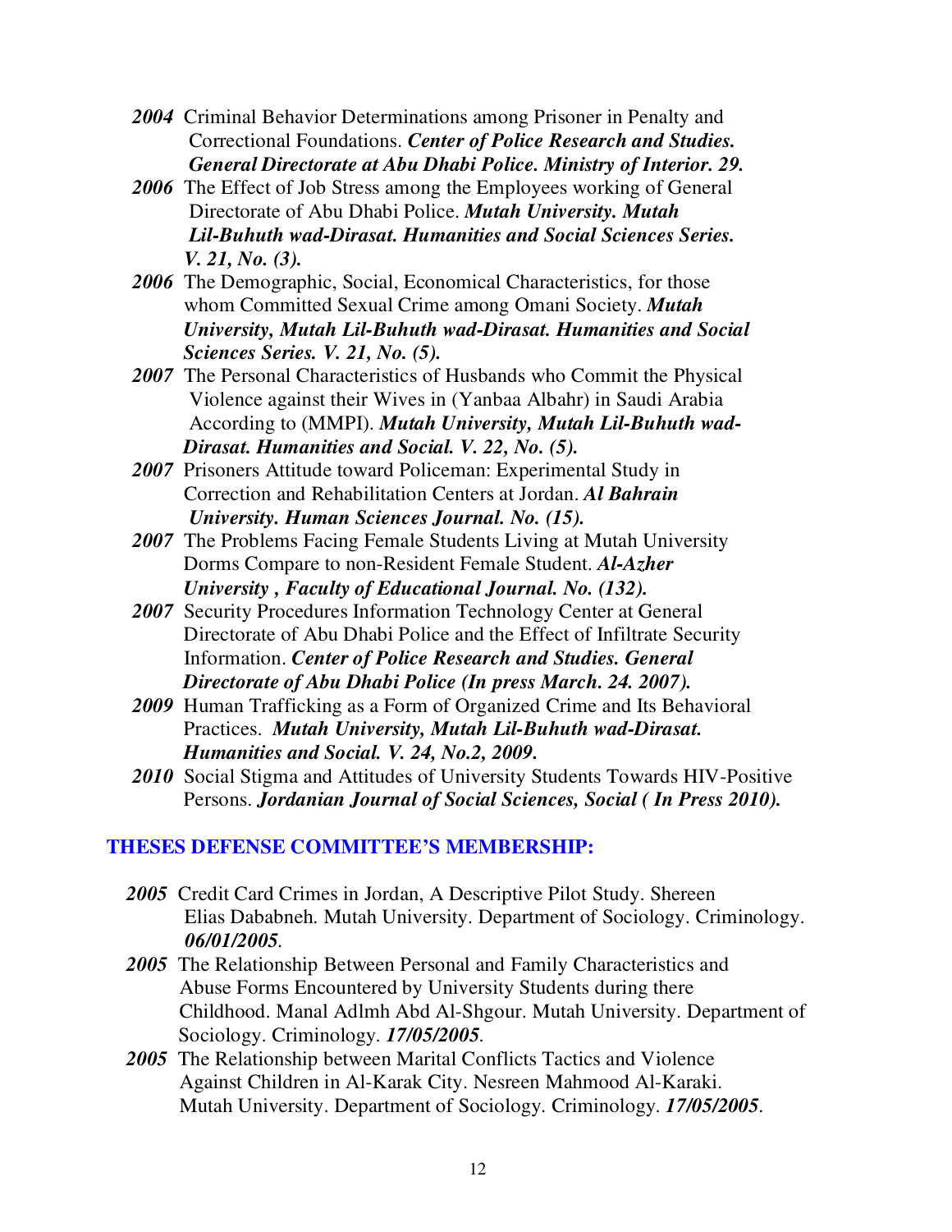**2004** Criminal Behavior Determinations among Prisoner in Penalty and Correctional Foundations. ***Center of Police Research and Studies. General Directorate at Abu Dhabi Police. Ministry of Interior. 29.***

**2006** The Effect of Job Stress among the Employees working of General Directorate of Abu Dhabi Police. ***Mutah University. Mutah Lil-Buhuth wad-Dirasat. Humanities and Social Sciences Series. V. 21, No. (3).***

**2006** The Demographic, Social, Economical Characteristics, for those whom Committed Sexual Crime among Omani Society. ***Mutah University, Mutah Lil-Buhuth wad-Dirasat. Humanities and Social Sciences Series. V. 21, No. (5).***

**2007** The Personal Characteristics of Husbands who Commit the Physical Violence against their Wives in (Yanbaa Albahr) in Saudi Arabia According to (MMPI). ***Mutah University, Mutah Lil-Buhuth wad-Dirasat. Humanities and Social. V. 22, No. (5).***

**2007** Prisoners Attitude toward Policeman: Experimental Study in Correction and Rehabilitation Centers at Jordan. ***Al Bahrain University. Human Sciences Journal. No. (15).***

**2007** The Problems Facing Female Students Living at Mutah University Dorms Compare to non-Resident Female Student. ***Al-Azher University , Faculty of Educational Journal. No. (132).***

**2007** Security Procedures Information Technology Center at General Directorate of Abu Dhabi Police and the Effect of Infiltrate Security Information. ***Center of Police Research and Studies. General Directorate of Abu Dhabi Police (In press March. 24. 2007).***

**2009** Human Trafficking as a Form of Organized Crime and Its Behavioral Practices. ***Mutah University, Mutah Lil-Buhuth wad-Dirasat. Humanities and Social. V. 24, No.2, 2009.***

**2010** Social Stigma and Attitudes of University Students Towards HIV-Positive Persons. ***Jordanian Journal of Social Sciences, Social ( In Press 2010).***

## THESES DEFENSE COMMITTEE'S MEMBERSHIP:

**2005** Credit Card Crimes in Jordan, A Descriptive Pilot Study. Shereen Elias Dababneh. Mutah University. Department of Sociology. Criminology. ***06/01/2005***.

**2005** The Relationship Between Personal and Family Characteristics and Abuse Forms Encountered by University Students during there Childhood. Manal Adlmh Abd Al-Shgour. Mutah University. Department of Sociology. Criminology. ***17/05/2005***.

**2005** The Relationship between Marital Conflicts Tactics and Violence Against Children in Al-Karak City. Nesreen Mahmood Al-Karaki. Mutah University. Department of Sociology. Criminology. ***17/05/2005***.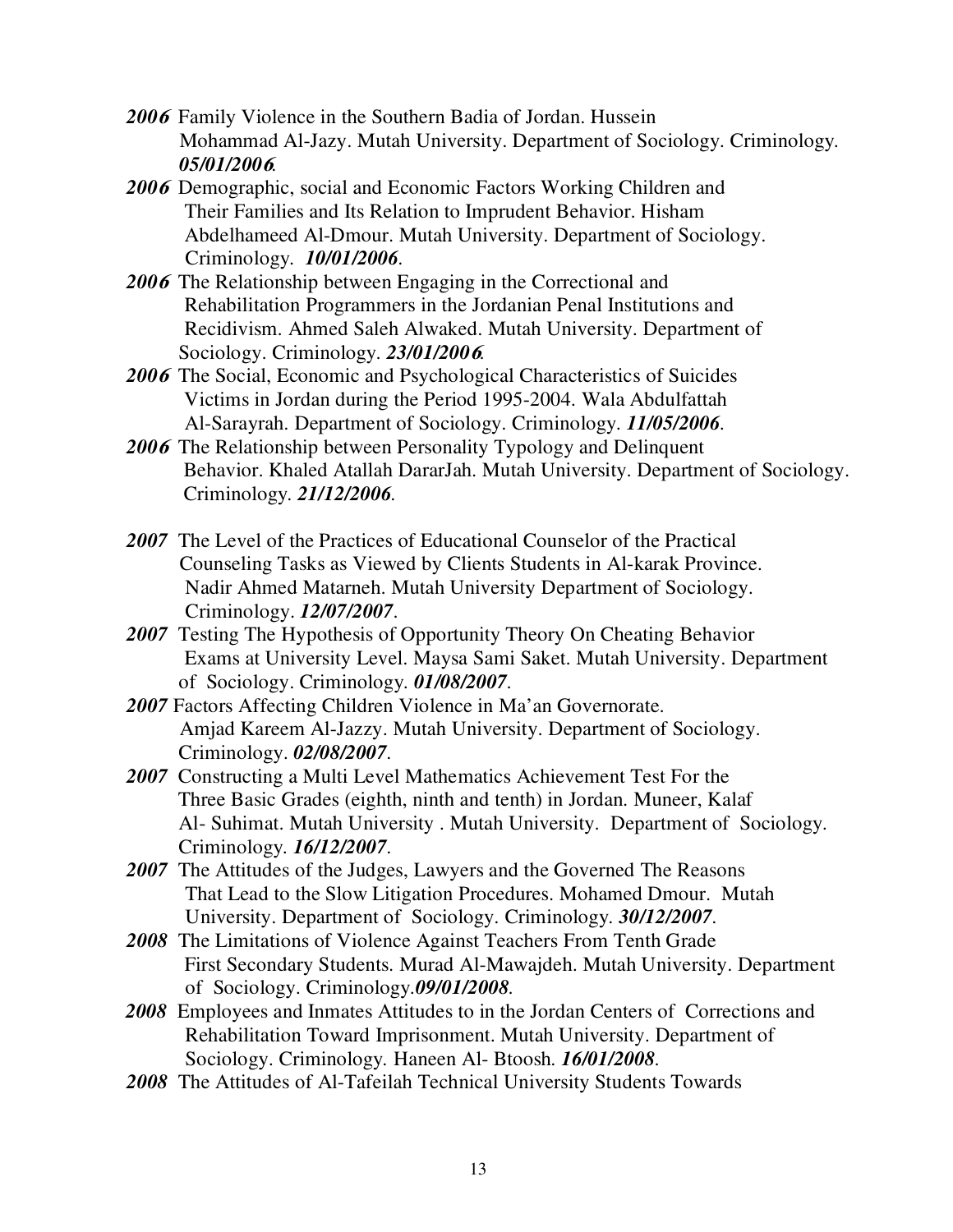***2006*** Family Violence in the Southern Badia of Jordan. Hussein Mohammad Al-Jazy. Mutah University. Department of Sociology. Criminology. ***05/01/2006***.

***2006*** Demographic, social and Economic Factors Working Children and Their Families and Its Relation to Imprudent Behavior. Hisham Abdelhameed Al-Dmour. Mutah University. Department of Sociology. Criminology. ***10/01/2006***.

***2006*** The Relationship between Engaging in the Correctional and Rehabilitation Programmers in the Jordanian Penal Institutions and Recidivism. Ahmed Saleh Alwaked. Mutah University. Department of Sociology. Criminology. ***23/01/2006***.

***2006*** The Social, Economic and Psychological Characteristics of Suicides Victims in Jordan during the Period 1995-2004. Wala Abdulfattah Al-Sarayrah. Department of Sociology. Criminology. ***11/05/2006***.

***2006*** The Relationship between Personality Typology and Delinquent Behavior. Khaled Atallah DararJah. Mutah University. Department of Sociology. Criminology. ***21/12/2006***.

***2007*** The Level of the Practices of Educational Counselor of the Practical Counseling Tasks as Viewed by Clients Students in Al-karak Province. Nadir Ahmed Matarneh. Mutah University Department of Sociology. Criminology. ***12/07/2007***.

***2007*** Testing The Hypothesis of Opportunity Theory On Cheating Behavior Exams at University Level. Maysa Sami Saket. Mutah University. Department of Sociology. Criminology. ***01/08/2007***.

***2007*** Factors Affecting Children Violence in Ma'an Governorate. Amjad Kareem Al-Jazzy. Mutah University. Department of Sociology. Criminology. ***02/08/2007***.

***2007*** Constructing a Multi Level Mathematics Achievement Test For the Three Basic Grades (eighth, ninth and tenth) in Jordan. Muneer, Kalaf Al- Suhimat. Mutah University . Mutah University. Department of Sociology. Criminology. ***16/12/2007***.

***2007*** The Attitudes of the Judges, Lawyers and the Governed The Reasons That Lead to the Slow Litigation Procedures. Mohamed Dmour. Mutah University. Department of Sociology. Criminology. ***30/12/2007***.

***2008*** The Limitations of Violence Against Teachers From Tenth Grade First Secondary Students. Murad Al-Mawajdeh. Mutah University. Department of Sociology. Criminology.***09/01/2008***.

***2008*** Employees and Inmates Attitudes to in the Jordan Centers of Corrections and Rehabilitation Toward Imprisonment. Mutah University. Department of Sociology. Criminology. Haneen Al- Btoosh. ***16/01/2008***.

***2008*** The Attitudes of Al-Tafeilah Technical University Students Towards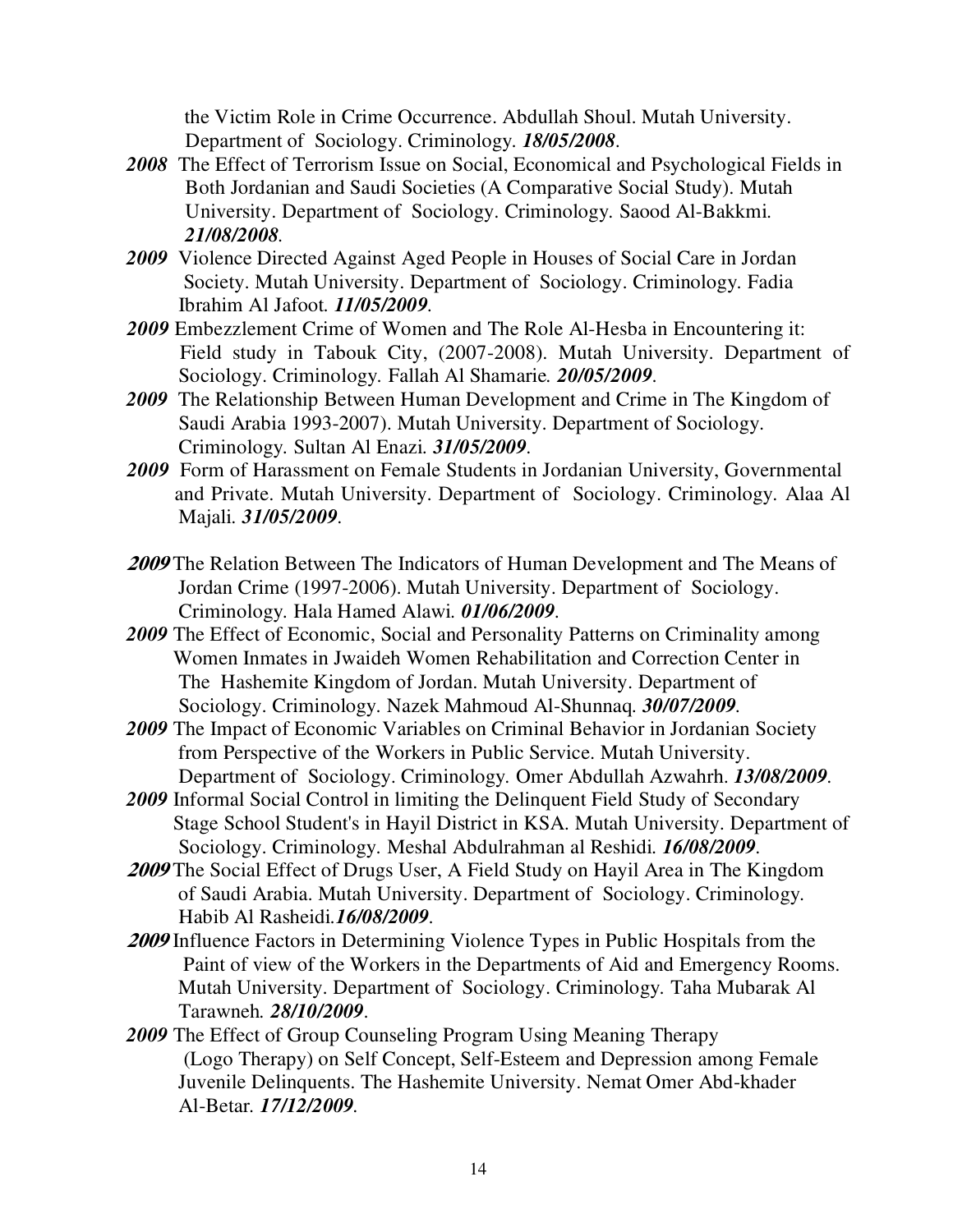the Victim Role in Crime Occurrence. Abdullah Shoul. Mutah University. Department of Sociology. Criminology. ***18/05/2008***.

***2008*** The Effect of Terrorism Issue on Social, Economical and Psychological Fields in Both Jordanian and Saudi Societies (A Comparative Social Study). Mutah University. Department of Sociology. Criminology. Saood Al-Bakkmi. ***21/08/2008***.

***2009*** Violence Directed Against Aged People in Houses of Social Care in Jordan Society. Mutah University. Department of Sociology. Criminology. Fadia Ibrahim Al Jafoot. ***11/05/2009***.

***2009*** Embezzlement Crime of Women and The Role Al-Hesba in Encountering it: Field study in Tabouk City, (2007-2008). Mutah University. Department of Sociology. Criminology. Fallah Al Shamarie. ***20/05/2009***.

***2009*** The Relationship Between Human Development and Crime in The Kingdom of Saudi Arabia 1993-2007). Mutah University. Department of Sociology. Criminology. Sultan Al Enazi. ***31/05/2009***.

***2009*** Form of Harassment on Female Students in Jordanian University, Governmental and Private. Mutah University. Department of Sociology. Criminology. Alaa Al Majali. ***31/05/2009***.

***2009*** The Relation Between The Indicators of Human Development and The Means of Jordan Crime (1997-2006). Mutah University. Department of Sociology. Criminology. Hala Hamed Alawi. ***01/06/2009***.

***2009*** The Effect of Economic, Social and Personality Patterns on Criminality among Women Inmates in Jwaideh Women Rehabilitation and Correction Center in The Hashemite Kingdom of Jordan. Mutah University. Department of Sociology. Criminology. Nazek Mahmoud Al-Shunnaq. ***30/07/2009***.

***2009*** The Impact of Economic Variables on Criminal Behavior in Jordanian Society from Perspective of the Workers in Public Service. Mutah University. Department of Sociology. Criminology. Omer Abdullah Azwahrh. ***13/08/2009***.

***2009*** Informal Social Control in limiting the Delinquent Field Study of Secondary Stage School Student's in Hayil District in KSA. Mutah University. Department of Sociology. Criminology. Meshal Abdulrahman al Reshidi. ***16/08/2009***.

***2009*** The Social Effect of Drugs User, A Field Study on Hayil Area in The Kingdom of Saudi Arabia. Mutah University. Department of Sociology. Criminology. Habib Al Rasheidi.***16/08/2009***.

***2009*** Influence Factors in Determining Violence Types in Public Hospitals from the Paint of view of the Workers in the Departments of Aid and Emergency Rooms. Mutah University. Department of Sociology. Criminology. Taha Mubarak Al Tarawneh. ***28/10/2009***.

***2009*** The Effect of Group Counseling Program Using Meaning Therapy (Logo Therapy) on Self Concept, Self-Esteem and Depression among Female Juvenile Delinquents. The Hashemite University. Nemat Omer Abd-khader Al-Betar. ***17/12/2009***.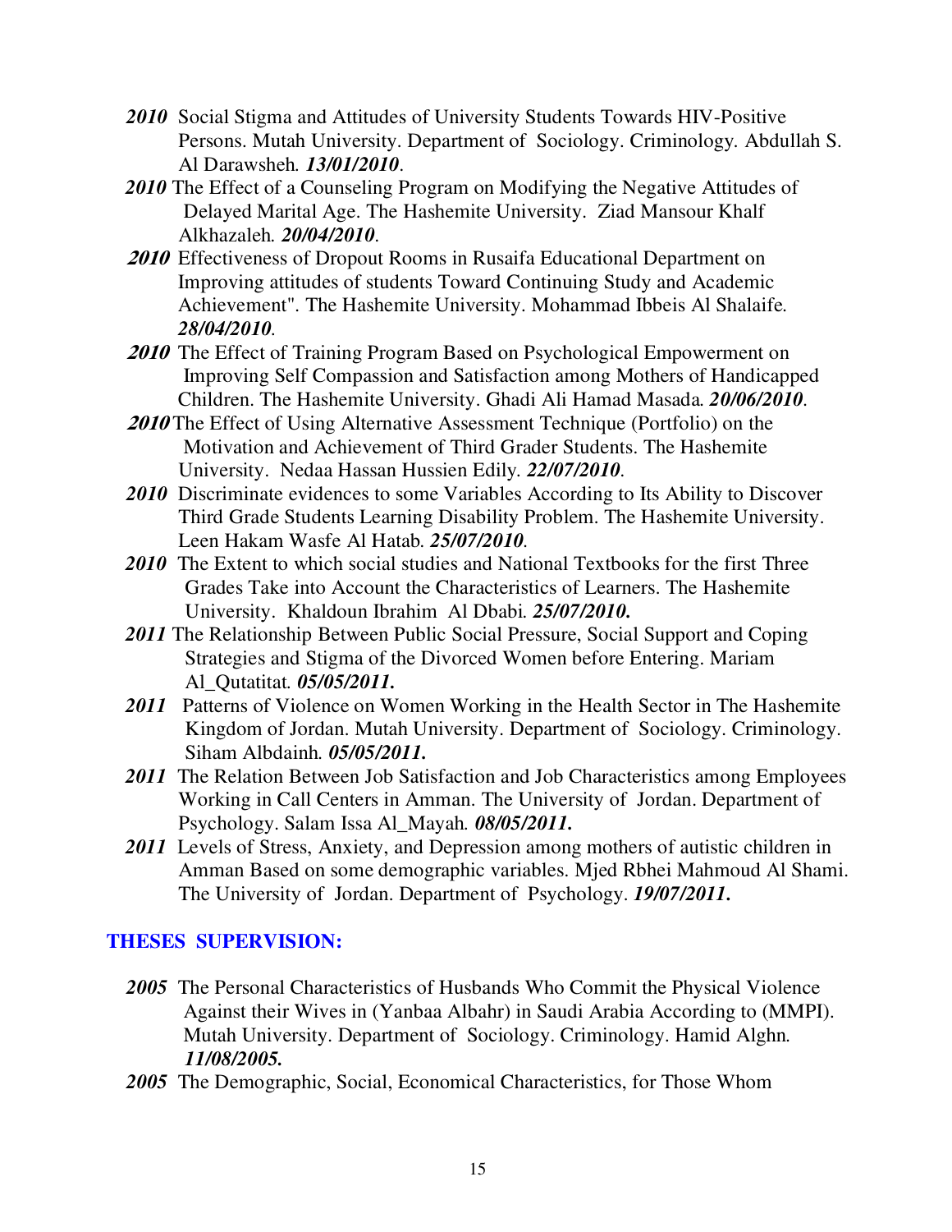- ***2010*** Social Stigma and Attitudes of University Students Towards HIV-Positive Persons. Mutah University. Department of Sociology. Criminology. Abdullah S. Al Darawsheh. ***13/01/2010***.
- ***2010*** The Effect of a Counseling Program on Modifying the Negative Attitudes of Delayed Marital Age. The Hashemite University. Ziad Mansour Khalf Alkhazaleh. ***20/04/2010***.
- ***2010*** Effectiveness of Dropout Rooms in Rusaifa Educational Department on Improving attitudes of students Toward Continuing Study and Academic Achievement". The Hashemite University. Mohammad Ibbeis Al Shalaife. ***28/04/2010***.
- ***2010*** The Effect of Training Program Based on Psychological Empowerment on Improving Self Compassion and Satisfaction among Mothers of Handicapped Children. The Hashemite University. Ghadi Ali Hamad Masada. ***20/06/2010***.
- ***2010*** The Effect of Using Alternative Assessment Technique (Portfolio) on the Motivation and Achievement of Third Grader Students. The Hashemite University. Nedaa Hassan Hussien Edily. ***22/07/2010***.
- ***2010*** Discriminate evidences to some Variables According to Its Ability to Discover Third Grade Students Learning Disability Problem. The Hashemite University. Leen Hakam Wasfe Al Hatab. ***25/07/2010***.
- ***2010*** The Extent to which social studies and National Textbooks for the first Three Grades Take into Account the Characteristics of Learners. The Hashemite University. Khaldoun Ibrahim Al Dbabi. ***25/07/2010.***
- ***2011*** The Relationship Between Public Social Pressure, Social Support and Coping Strategies and Stigma of the Divorced Women before Entering. Mariam Al_Qutatitat. ***05/05/2011.***
- ***2011*** Patterns of Violence on Women Working in the Health Sector in The Hashemite Kingdom of Jordan. Mutah University. Department of Sociology. Criminology. Siham Albdainh. ***05/05/2011.***
- ***2011*** The Relation Between Job Satisfaction and Job Characteristics among Employees Working in Call Centers in Amman. The University of Jordan. Department of Psychology. Salam Issa Al_Mayah. ***08/05/2011.***
- ***2011*** Levels of Stress, Anxiety, and Depression among mothers of autistic children in Amman Based on some demographic variables. Mjed Rbhei Mahmoud Al Shami. The University of Jordan. Department of Psychology. ***19/07/2011.***

## THESES SUPERVISION:

- ***2005*** The Personal Characteristics of Husbands Who Commit the Physical Violence Against their Wives in (Yanbaa Albahr) in Saudi Arabia According to (MMPI). Mutah University. Department of Sociology. Criminology. Hamid Alghn. ***11/08/2005.***
- ***2005*** The Demographic, Social, Economical Characteristics, for Those Whom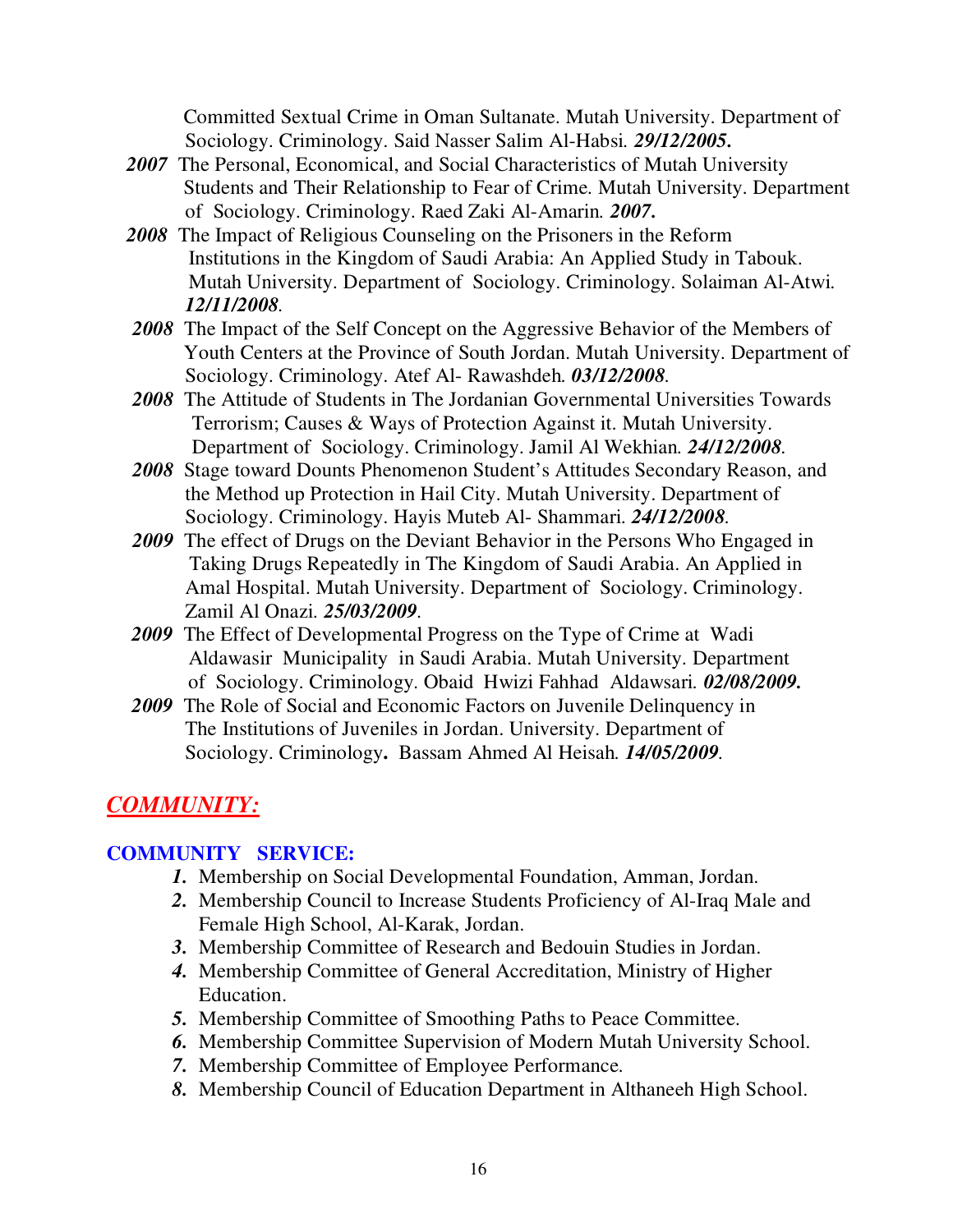Committed Sextual Crime in Oman Sultanate. Mutah University. Department of Sociology. Criminology. Said Nasser Salim Al-Habsi. ***29/12/2005.***

***2007*** The Personal, Economical, and Social Characteristics of Mutah University Students and Their Relationship to Fear of Crime. Mutah University. Department of Sociology. Criminology. Raed Zaki Al-Amarin. ***2007.***

***2008*** The Impact of Religious Counseling on the Prisoners in the Reform Institutions in the Kingdom of Saudi Arabia: An Applied Study in Tabouk. Mutah University. Department of Sociology. Criminology. Solaiman Al-Atwi. ***12/11/2008***.

***2008*** The Impact of the Self Concept on the Aggressive Behavior of the Members of Youth Centers at the Province of South Jordan. Mutah University. Department of Sociology. Criminology. Atef Al- Rawashdeh. ***03/12/2008***.

***2008*** The Attitude of Students in The Jordanian Governmental Universities Towards Terrorism; Causes & Ways of Protection Against it. Mutah University. Department of Sociology. Criminology. Jamil Al Wekhian. ***24/12/2008***.

***2008*** Stage toward Dounts Phenomenon Student's Attitudes Secondary Reason, and the Method up Protection in Hail City. Mutah University. Department of Sociology. Criminology. Hayis Muteb Al- Shammari. ***24/12/2008***.

***2009*** The effect of Drugs on the Deviant Behavior in the Persons Who Engaged in Taking Drugs Repeatedly in The Kingdom of Saudi Arabia. An Applied in Amal Hospital. Mutah University. Department of Sociology. Criminology. Zamil Al Onazi. ***25/03/2009***.

***2009*** The Effect of Developmental Progress on the Type of Crime at Wadi Aldawasir Municipality in Saudi Arabia. Mutah University. Department of Sociology. Criminology. Obaid Hwizi Fahhad Aldawsari. ***02/08/2009.***

***2009*** The Role of Social and Economic Factors on Juvenile Delinquency in The Institutions of Juveniles in Jordan. University. Department of Sociology. Criminology**.** Bassam Ahmed Al Heisah. ***14/05/2009***.

## ***COMMUNITY:***

### COMMUNITY SERVICE:

1. Membership on Social Developmental Foundation, Amman, Jordan.
2. Membership Council to Increase Students Proficiency of Al-Iraq Male and Female High School, Al-Karak, Jordan.
3. Membership Committee of Research and Bedouin Studies in Jordan.
4. Membership Committee of General Accreditation, Ministry of Higher Education.
5. Membership Committee of Smoothing Paths to Peace Committee.
6. Membership Committee Supervision of Modern Mutah University School.
7. Membership Committee of Employee Performance.
8. Membership Council of Education Department in Althaneeh High School.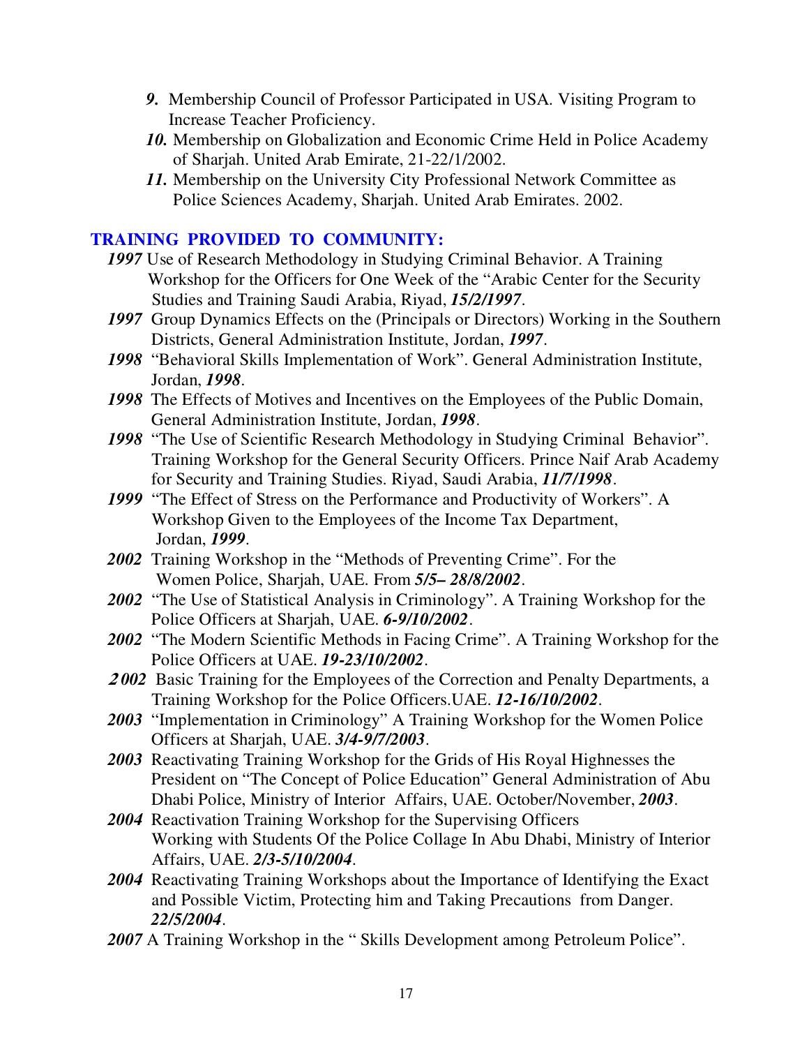9. Membership Council of Professor Participated in USA. Visiting Program to Increase Teacher Proficiency.
10. Membership on Globalization and Economic Crime Held in Police Academy of Sharjah. United Arab Emirate, 21-22/1/2002.
11. Membership on the University City Professional Network Committee as Police Sciences Academy, Sharjah. United Arab Emirates. 2002.

## TRAINING PROVIDED TO COMMUNITY:

***1997*** Use of Research Methodology in Studying Criminal Behavior. A Training Workshop for the Officers for One Week of the "Arabic Center for the Security Studies and Training Saudi Arabia, Riyad, ***15/2/1997***.

***1997*** Group Dynamics Effects on the (Principals or Directors) Working in the Southern Districts, General Administration Institute, Jordan, ***1997***.

***1998*** "Behavioral Skills Implementation of Work". General Administration Institute, Jordan, ***1998***.

***1998*** The Effects of Motives and Incentives on the Employees of the Public Domain, General Administration Institute, Jordan, ***1998***.

***1998*** "The Use of Scientific Research Methodology in Studying Criminal Behavior". Training Workshop for the General Security Officers. Prince Naif Arab Academy for Security and Training Studies. Riyad, Saudi Arabia, ***11/7/1998***.

***1999*** "The Effect of Stress on the Performance and Productivity of Workers". A Workshop Given to the Employees of the Income Tax Department, Jordan, ***1999***.

***2002*** Training Workshop in the "Methods of Preventing Crime". For the Women Police, Sharjah, UAE. From ***5/5– 28/8/2002***.

***2002*** "The Use of Statistical Analysis in Criminology". A Training Workshop for the Police Officers at Sharjah, UAE. ***6-9/10/2002***.

***2002*** "The Modern Scientific Methods in Facing Crime". A Training Workshop for the Police Officers at UAE. ***19-23/10/2002***.

***2002*** Basic Training for the Employees of the Correction and Penalty Departments, a Training Workshop for the Police Officers.UAE. ***12-16/10/2002***.

***2003*** "Implementation in Criminology" A Training Workshop for the Women Police Officers at Sharjah, UAE. ***3/4-9/7/2003***.

***2003*** Reactivating Training Workshop for the Grids of His Royal Highnesses the President on "The Concept of Police Education" General Administration of Abu Dhabi Police, Ministry of Interior Affairs, UAE. October/November, ***2003***.

***2004*** Reactivation Training Workshop for the Supervising Officers Working with Students Of the Police Collage In Abu Dhabi, Ministry of Interior Affairs, UAE. ***2/3-5/10/2004***.

***2004*** Reactivating Training Workshops about the Importance of Identifying the Exact and Possible Victim, Protecting him and Taking Precautions from Danger. ***22/5/2004***.

***2007*** A Training Workshop in the " Skills Development among Petroleum Police".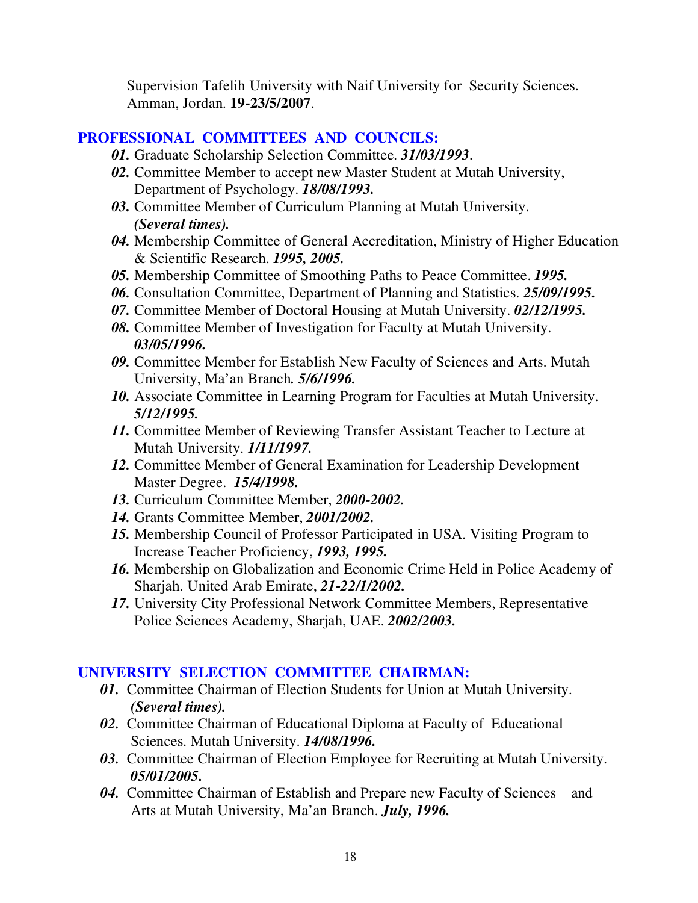Supervision Tafelih University with Naif University for Security Sciences. Amman, Jordan. **19-23/5/2007**.

## PROFESSIONAL COMMITTEES AND COUNCILS:

***01.*** Graduate Scholarship Selection Committee. ***31/03/1993***.
***02.*** Committee Member to accept new Master Student at Mutah University, Department of Psychology. ***18/08/1993.***
***03.*** Committee Member of Curriculum Planning at Mutah University. ***(Several times).***
***04.*** Membership Committee of General Accreditation, Ministry of Higher Education & Scientific Research. ***1995, 2005.***
***05.*** Membership Committee of Smoothing Paths to Peace Committee. ***1995.***
***06.*** Consultation Committee, Department of Planning and Statistics. ***25/09/1995.***
***07.*** Committee Member of Doctoral Housing at Mutah University. ***02/12/1995.***
***08.*** Committee Member of Investigation for Faculty at Mutah University. ***03/05/1996.***
***09.*** Committee Member for Establish New Faculty of Sciences and Arts. Mutah University, Ma'an Branch***. 5/6/1996.***
***10.*** Associate Committee in Learning Program for Faculties at Mutah University. ***5/12/1995.***
***11.*** Committee Member of Reviewing Transfer Assistant Teacher to Lecture at Mutah University. ***1/11/1997.***
***12.*** Committee Member of General Examination for Leadership Development Master Degree. ***15/4/1998.***
***13.*** Curriculum Committee Member, ***2000-2002.***
***14.*** Grants Committee Member, ***2001/2002.***
***15.*** Membership Council of Professor Participated in USA. Visiting Program to Increase Teacher Proficiency, ***1993, 1995.***
***16.*** Membership on Globalization and Economic Crime Held in Police Academy of Sharjah. United Arab Emirate, ***21-22/1/2002.***
***17.*** University City Professional Network Committee Members, Representative Police Sciences Academy, Sharjah, UAE. ***2002/2003.***

## UNIVERSITY SELECTION COMMITTEE CHAIRMAN:

***01.*** Committee Chairman of Election Students for Union at Mutah University. ***(Several times).***
***02.*** Committee Chairman of Educational Diploma at Faculty of Educational Sciences. Mutah University. ***14/08/1996.***
***03.*** Committee Chairman of Election Employee for Recruiting at Mutah University. ***05/01/2005.***
***04.*** Committee Chairman of Establish and Prepare new Faculty of Sciences and Arts at Mutah University, Ma'an Branch. ***July, 1996.***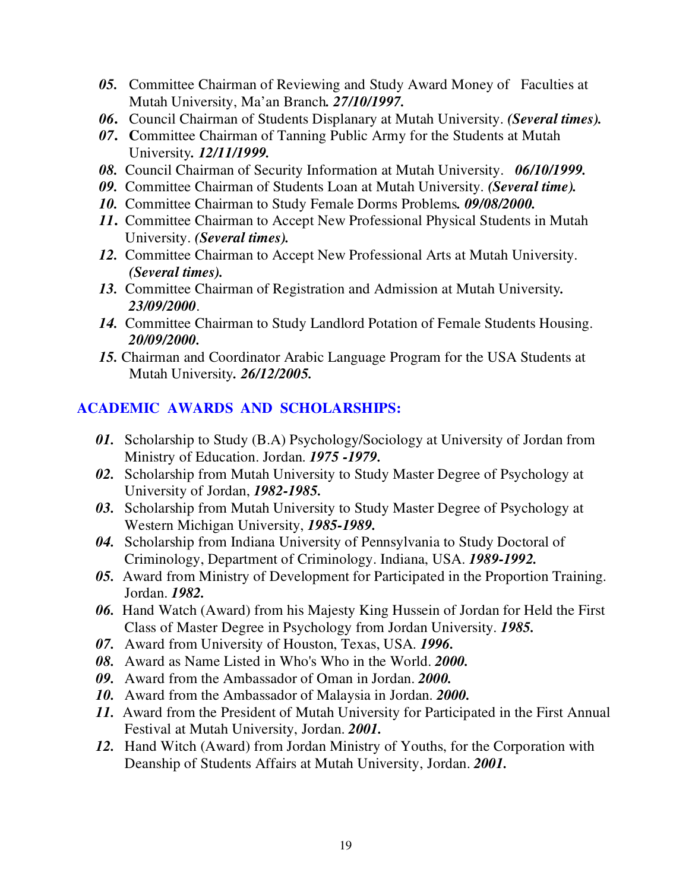- ***05.*** Committee Chairman of Reviewing and Study Award Money of Faculties at Mutah University, Ma'an Branch***. 27/10/1997.***
- ***06.*** Council Chairman of Students Displanary at Mutah University. ***(Several times).***
- ***07.*** **C**ommittee Chairman of Tanning Public Army for the Students at Mutah University***. 12/11/1999.***
- ***08.*** Council Chairman of Security Information at Mutah University. ***06/10/1999.***
- ***09.*** Committee Chairman of Students Loan at Mutah University. ***(Several time).***
- ***10.*** Committee Chairman to Study Female Dorms Problems***. 09/08/2000.***
- ***11.*** Committee Chairman to Accept New Professional Physical Students in Mutah University. ***(Several times).***
- ***12.*** Committee Chairman to Accept New Professional Arts at Mutah University. ***(Several times).***
- ***13.*** Committee Chairman of Registration and Admission at Mutah University***. 23/09/2000***.
- ***14.*** Committee Chairman to Study Landlord Potation of Female Students Housing. ***20/09/2000.***
- ***15.*** Chairman and Coordinator Arabic Language Program for the USA Students at Mutah University***. 26/12/2005.***

## ACADEMIC AWARDS AND SCHOLARSHIPS:

- ***01.*** Scholarship to Study (B.A) Psychology/Sociology at University of Jordan from Ministry of Education. Jordan. ***1975 -1979.***
- ***02.*** Scholarship from Mutah University to Study Master Degree of Psychology at University of Jordan, ***1982-1985.***
- ***03.*** Scholarship from Mutah University to Study Master Degree of Psychology at Western Michigan University, ***1985-1989.***
- ***04.*** Scholarship from Indiana University of Pennsylvania to Study Doctoral of Criminology, Department of Criminology. Indiana, USA. ***1989-1992.***
- ***05.*** Award from Ministry of Development for Participated in the Proportion Training. Jordan. ***1982.***
- ***06.*** Hand Watch (Award) from his Majesty King Hussein of Jordan for Held the First Class of Master Degree in Psychology from Jordan University. ***1985.***
- ***07.*** Award from University of Houston, Texas, USA. ***1996.***
- ***08.*** Award as Name Listed in Who's Who in the World. ***2000.***
- ***09.*** Award from the Ambassador of Oman in Jordan. ***2000.***
- ***10.*** Award from the Ambassador of Malaysia in Jordan. ***2000.***
- ***11.*** Award from the President of Mutah University for Participated in the First Annual Festival at Mutah University, Jordan. ***2001.***
- ***12.*** Hand Witch (Award) from Jordan Ministry of Youths, for the Corporation with Deanship of Students Affairs at Mutah University, Jordan. ***2001.***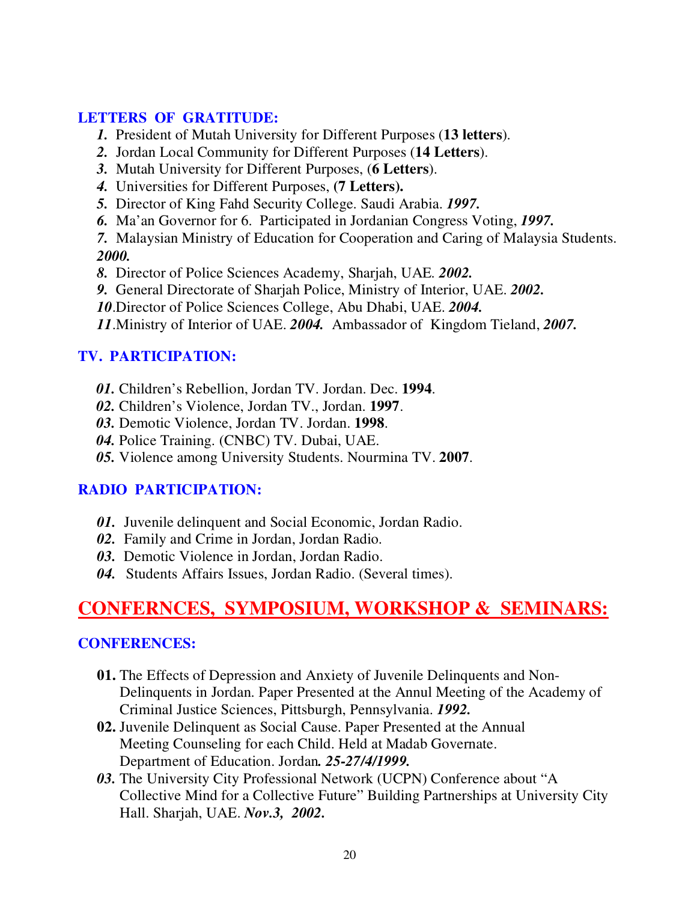### LETTERS OF GRATITUDE:

1. President of Mutah University for Different Purposes (**13 letters**).
2. Jordan Local Community for Different Purposes (**14 Letters**).
3. Mutah University for Different Purposes, (**6 Letters**).
4. Universities for Different Purposes, **(7 Letters).**
5. Director of King Fahd Security College. Saudi Arabia. ***1997.***
6. Ma'an Governor for 6. Participated in Jordanian Congress Voting, ***1997.***
7. Malaysian Ministry of Education for Cooperation and Caring of Malaysia Students. ***2000.***
8. Director of Police Sciences Academy, Sharjah, UAE. ***2002.***
9. General Directorate of Sharjah Police, Ministry of Interior, UAE. ***2002.***
10. Director of Police Sciences College, Abu Dhabi, UAE. ***2004.***
11. Ministry of Interior of UAE. ***2004.*** Ambassador of Kingdom Tieland, ***2007.***

### TV. PARTICIPATION:

***01.*** Children's Rebellion, Jordan TV. Jordan. Dec. **1994**.
***02.*** Children's Violence, Jordan TV., Jordan. **1997**.
***03.*** Demotic Violence, Jordan TV. Jordan. **1998**.
***04.*** Police Training. (CNBC) TV. Dubai, UAE.
***05.*** Violence among University Students. Nourmina TV. **2007**.

### RADIO PARTICIPATION:

***01.*** Juvenile delinquent and Social Economic, Jordan Radio.
***02.*** Family and Crime in Jordan, Jordan Radio.
***03.*** Demotic Violence in Jordan, Jordan Radio.
***04.*** Students Affairs Issues, Jordan Radio. (Several times).

## CONFERNCES, SYMPOSIUM, WORKSHOP & SEMINARS:

### CONFERENCES:

**01.** The Effects of Depression and Anxiety of Juvenile Delinquents and Non-Delinquents in Jordan. Paper Presented at the Annul Meeting of the Academy of Criminal Justice Sciences, Pittsburgh, Pennsylvania. ***1992.***

**02.** Juvenile Delinquent as Social Cause. Paper Presented at the Annual Meeting Counseling for each Child. Held at Madab Governate. Department of Education. Jordan***. 25-27/4/1999.***

***03.*** The University City Professional Network (UCPN) Conference about "A Collective Mind for a Collective Future" Building Partnerships at University City Hall. Sharjah, UAE. ***Nov.3, 2002.***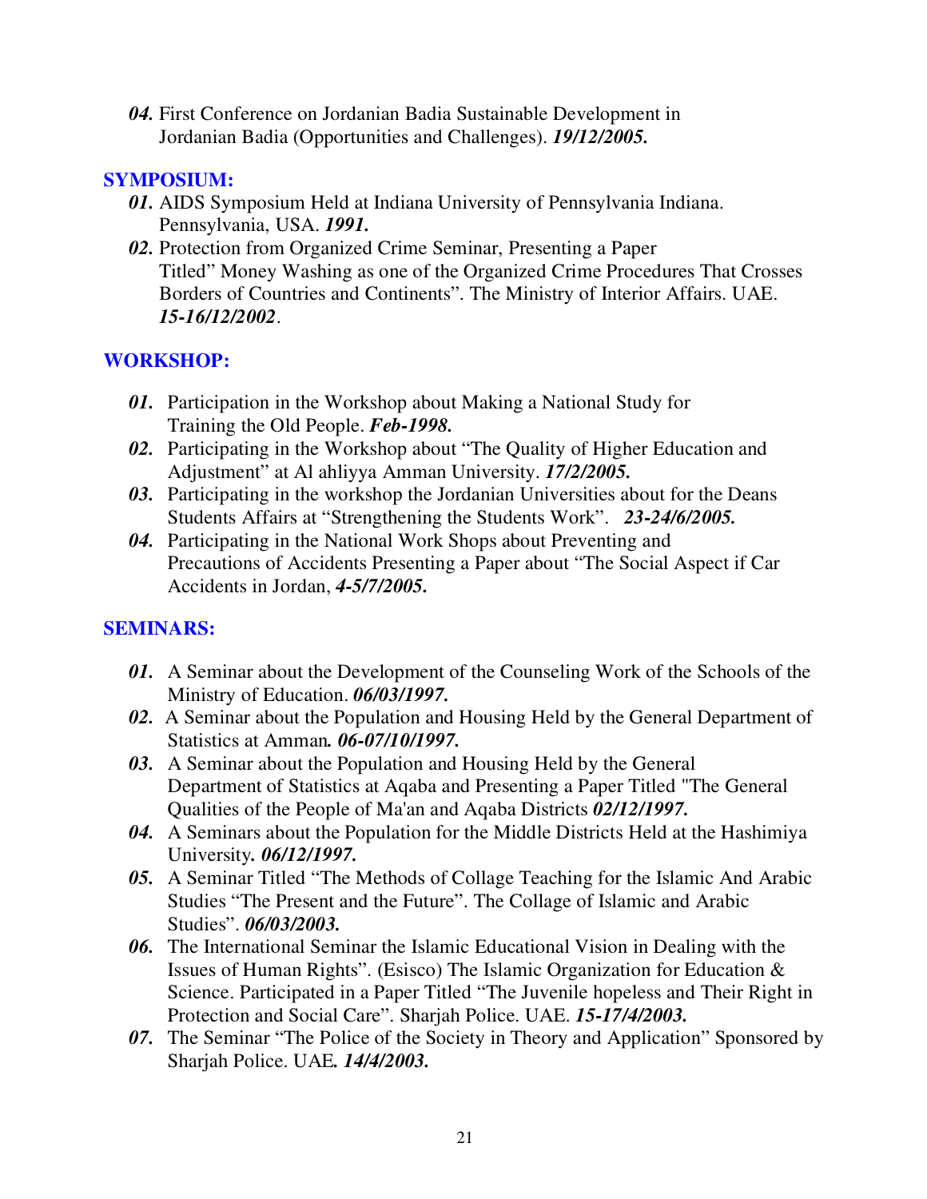***04.*** First Conference on Jordanian Badia Sustainable Development in Jordanian Badia (Opportunities and Challenges). ***19/12/2005.***

## SYMPOSIUM:

***01.*** AIDS Symposium Held at Indiana University of Pennsylvania Indiana. Pennsylvania, USA. ***1991.***

***02.*** Protection from Organized Crime Seminar, Presenting a Paper Titled" Money Washing as one of the Organized Crime Procedures That Crosses Borders of Countries and Continents". The Ministry of Interior Affairs. UAE. ***15-16/12/2002***.

## WORKSHOP:

***01.*** Participation in the Workshop about Making a National Study for Training the Old People. ***Feb-1998.***

***02.*** Participating in the Workshop about "The Quality of Higher Education and Adjustment" at Al ahliyya Amman University. ***17/2/2005.***

***03.*** Participating in the workshop the Jordanian Universities about for the Deans Students Affairs at "Strengthening the Students Work". ***23-24/6/2005.***

***04.*** Participating in the National Work Shops about Preventing and Precautions of Accidents Presenting a Paper about "The Social Aspect if Car Accidents in Jordan, ***4-5/7/2005.***

## SEMINARS:

***01.*** A Seminar about the Development of the Counseling Work of the Schools of the Ministry of Education. ***06/03/1997.***

***02.*** A Seminar about the Population and Housing Held by the General Department of Statistics at Amman***. 06-07/10/1997.***

***03.*** A Seminar about the Population and Housing Held by the General Department of Statistics at Aqaba and Presenting a Paper Titled "The General Qualities of the People of Ma'an and Aqaba Districts ***02/12/1997.***

***04.*** A Seminars about the Population for the Middle Districts Held at the Hashimiya University***. 06/12/1997.***

***05.*** A Seminar Titled "The Methods of Collage Teaching for the Islamic And Arabic Studies "The Present and the Future". The Collage of Islamic and Arabic Studies". ***06/03/2003.***

***06.*** The International Seminar the Islamic Educational Vision in Dealing with the Issues of Human Rights". (Esisco) The Islamic Organization for Education & Science. Participated in a Paper Titled "The Juvenile hopeless and Their Right in Protection and Social Care". Sharjah Police. UAE. ***15-17/4/2003.***

***07.*** The Seminar "The Police of the Society in Theory and Application" Sponsored by Sharjah Police. UAE***. 14/4/2003.***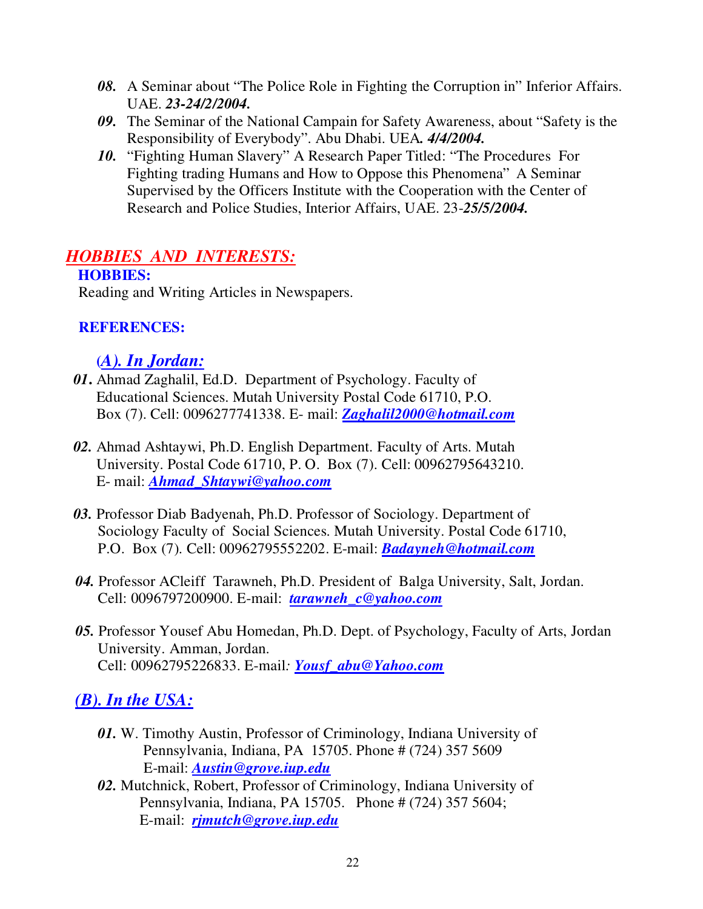08. A Seminar about "The Police Role in Fighting the Corruption in" Inferior Affairs. UAE. ***23-24/2/2004.***

09. The Seminar of the National Campain for Safety Awareness, about "Safety is the Responsibility of Everybody". Abu Dhabi. UEA***. 4/4/2004.***

10. "Fighting Human Slavery" A Research Paper Titled: "The Procedures For Fighting trading Humans and How to Oppose this Phenomena" A Seminar Supervised by the Officers Institute with the Cooperation with the Center of Research and Police Studies, Interior Affairs, UAE. 23-***25/5/2004.***

## HOBBIES AND INTERESTS:

### HOBBIES:

Reading and Writing Articles in Newspapers.

### REFERENCES:

#### (A). In Jordan:

***01.*** Ahmad Zaghalil, Ed.D. Department of Psychology. Faculty of Educational Sciences. Mutah University Postal Code 61710, P.O. Box (7). Cell: 0096277741338. E- mail: ***Zaghalil2000@hotmail.com***

***02.*** Ahmad Ashtaywi, Ph.D. English Department. Faculty of Arts. Mutah University. Postal Code 61710, P. O. Box (7). Cell: 00962795643210. E- mail: ***Ahmad_Shtaywi@yahoo.com***

***03.*** Professor Diab Badyenah, Ph.D. Professor of Sociology. Department of Sociology Faculty of Social Sciences. Mutah University. Postal Code 61710, P.O. Box (7). Cell: 00962795552202. E-mail: ***Badayneh@hotmail.com***

***04.*** Professor ACleiff Tarawneh, Ph.D. President of Balga University, Salt, Jordan. Cell: 0096797200900. E-mail: ***tarawneh_c@yahoo.com***

***05.*** Professor Yousef Abu Homedan, Ph.D. Dept. of Psychology, Faculty of Arts, Jordan University. Amman, Jordan. Cell: 00962795226833. E-mail*:* ***Yousf_abu@Yahoo.com***

#### (B). In the USA:

***01.*** W. Timothy Austin, Professor of Criminology, Indiana University of Pennsylvania, Indiana, PA 15705. Phone # (724) 357 5609 E-mail: ***Austin@grove.iup.edu***

***02.*** Mutchnick, Robert, Professor of Criminology, Indiana University of Pennsylvania, Indiana, PA 15705. Phone # (724) 357 5604; E-mail: ***rjmutch@grove.iup.edu***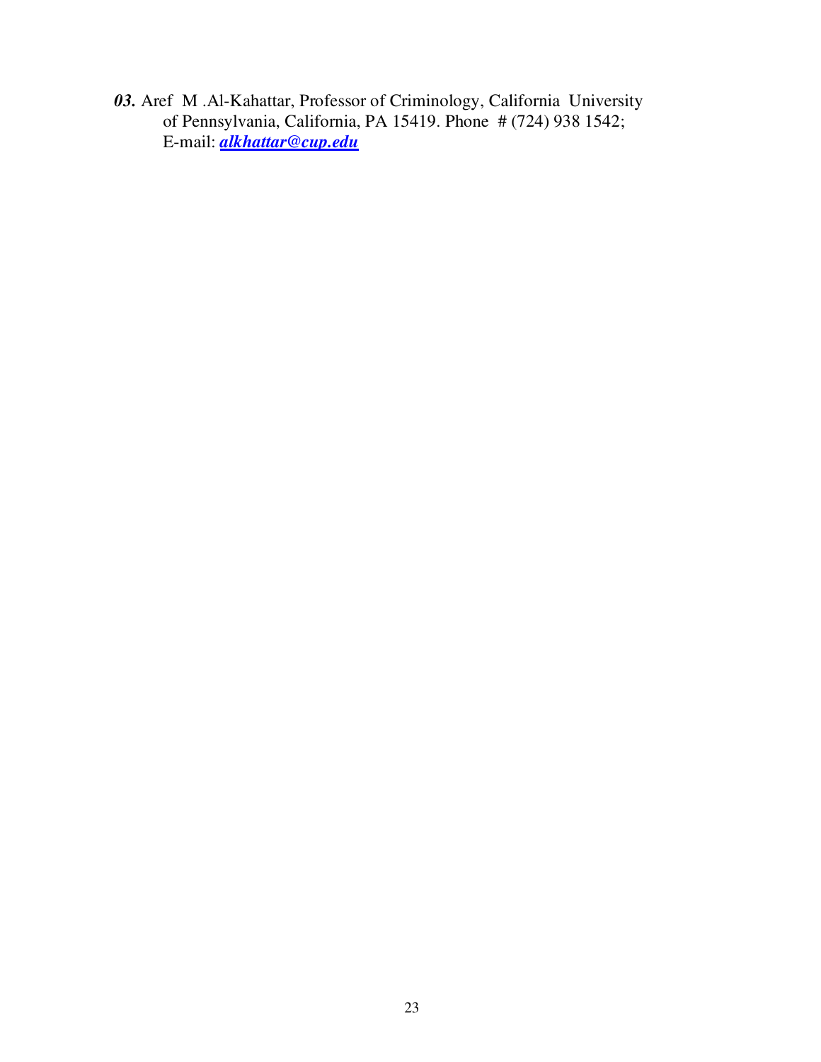***03.*** Aref M .Al-Kahattar, Professor of Criminology, California University of Pennsylvania, California, PA 15419. Phone # (724) 938 1542; E-mail: ***alkhattar@cup.edu***